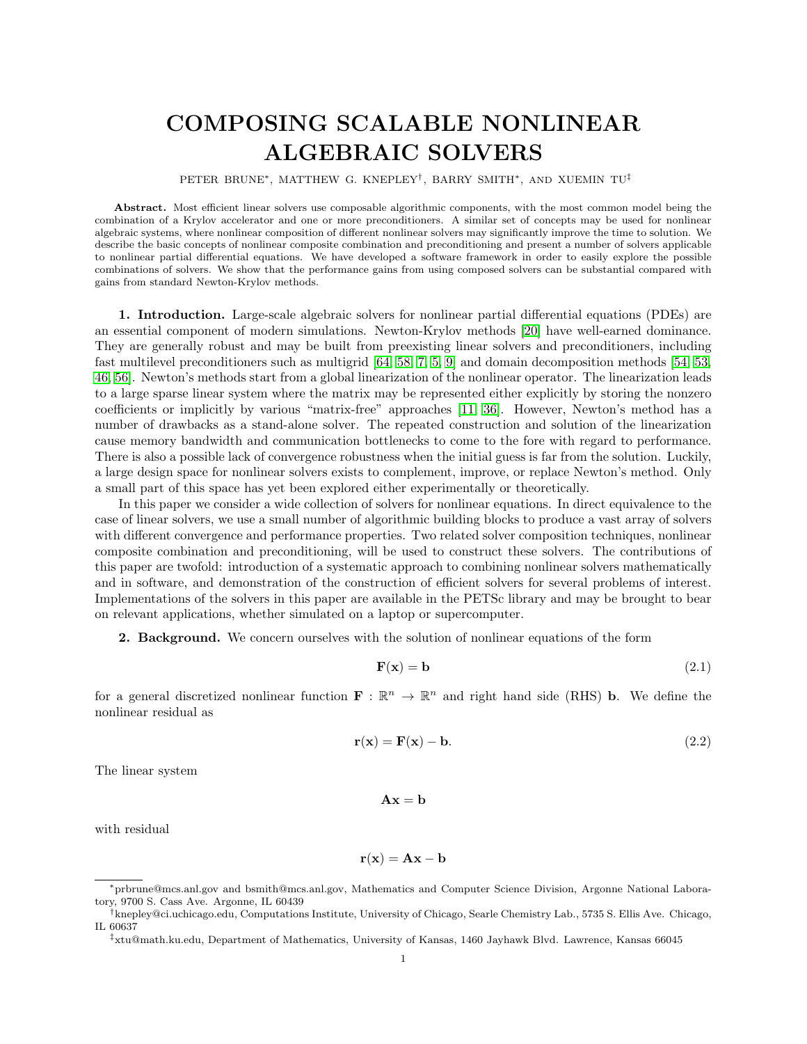# COMPOSING SCALABLE NONLINEAR ALGEBRAIC SOLVERS

PETER BRUNE*, MATTHEW G. KNEPLEY†, BARRY SMITH*, AND XUEMIN TU‡

**Abstract.** Most efficient linear solvers use composable algorithmic components, with the most common model being the combination of a Krylov accelerator and one or more preconditioners. A similar set of concepts may be used for nonlinear algebraic systems, where nonlinear composition of different nonlinear solvers may significantly improve the time to solution. We describe the basic concepts of nonlinear composite combination and preconditioning and present a number of solvers applicable to nonlinear partial differential equations. We have developed a software framework in order to easily explore the possible combinations of solvers. We show that the performance gains from using composed solvers can be substantial compared with gains from standard Newton-Krylov methods.

## 1. Introduction.

Large-scale algebraic solvers for nonlinear partial differential equations (PDEs) are an essential component of modern simulations. Newton-Krylov methods [20] have well-earned dominance. They are generally robust and may be built from preexisting linear solvers and preconditioners, including fast multilevel preconditioners such as multigrid [64, 58, 7, 5, 9] and domain decomposition methods [54, 53, 46, 56]. Newton's methods start from a global linearization of the nonlinear operator. The linearization leads to a large sparse linear system where the matrix may be represented either explicitly by storing the nonzero coefficients or implicitly by various "matrix-free" approaches [11, 36]. However, Newton's method has a number of drawbacks as a stand-alone solver. The repeated construction and solution of the linearization cause memory bandwidth and communication bottlenecks to come to the fore with regard to performance. There is also a possible lack of convergence robustness when the initial guess is far from the solution. Luckily, a large design space for nonlinear solvers exists to complement, improve, or replace Newton's method. Only a small part of this space has yet been explored either experimentally or theoretically.

In this paper we consider a wide collection of solvers for nonlinear equations. In direct equivalence to the case of linear solvers, we use a small number of algorithmic building blocks to produce a vast array of solvers with different convergence and performance properties. Two related solver composition techniques, nonlinear composite combination and preconditioning, will be used to construct these solvers. The contributions of this paper are twofold: introduction of a systematic approach to combining nonlinear solvers mathematically and in software, and demonstration of the construction of efficient solvers for several problems of interest. Implementations of the solvers in this paper are available in the PETSc library and may be brought to bear on relevant applications, whether simulated on a laptop or supercomputer.

## 2. Background.

We concern ourselves with the solution of nonlinear equations of the form

$$\mathbf{F}(\mathbf{x}) = \mathbf{b} \tag{2.1}$$

for a general discretized nonlinear function $\mathbf{F} : \mathbb{R}^n \to \mathbb{R}^n$ and right hand side (RHS) $\mathbf{b}$. We define the nonlinear residual as

$$\mathbf{r}(\mathbf{x}) = \mathbf{F}(\mathbf{x}) - \mathbf{b}. \tag{2.2}$$

The linear system

$$\mathbf{A}\mathbf{x} = \mathbf{b}$$

with residual

$$\mathbf{r}(\mathbf{x}) = \mathbf{A}\mathbf{x} - \mathbf{b}$$

---

*prbrune@mcs.anl.gov and bsmith@mcs.anl.gov, Mathematics and Computer Science Division, Argonne National Laboratory, 9700 S. Cass Ave. Argonne, IL 60439

†knepley@ci.uchicago.edu, Computations Institute, University of Chicago, Searle Chemistry Lab., 5735 S. Ellis Ave. Chicago, IL 60637

‡xtu@math.ku.edu, Department of Mathematics, University of Kansas, 1460 Jayhawk Blvd. Lawrence, Kansas 66045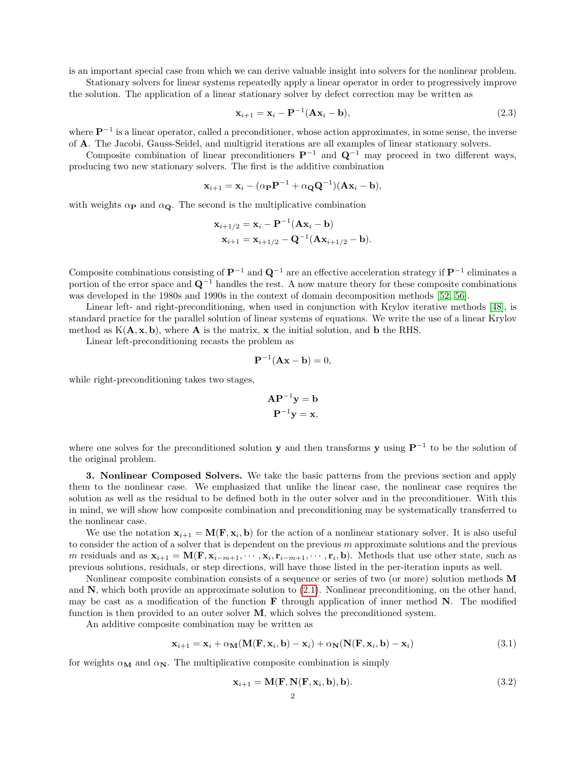is an important special case from which we can derive valuable insight into solvers for the nonlinear problem.

Stationary solvers for linear systems repeatedly apply a linear operator in order to progressively improve the solution. The application of a linear stationary solver by defect correction may be written as

$$\mathbf{x}_{i+1} = \mathbf{x}_i - \mathbf{P}^{-1}(\mathbf{A}\mathbf{x}_i - \mathbf{b}), \tag{2.3}$$

where $\mathbf{P}^{-1}$ is a linear operator, called a preconditioner, whose action approximates, in some sense, the inverse of $\mathbf{A}$. The Jacobi, Gauss-Seidel, and multigrid iterations are all examples of linear stationary solvers.

Composite combination of linear preconditioners $\mathbf{P}^{-1}$ and $\mathbf{Q}^{-1}$ may proceed in two different ways, producing two new stationary solvers. The first is the additive combination

$$\mathbf{x}_{i+1} = \mathbf{x}_i - (\alpha_{\mathbf{P}}\mathbf{P}^{-1} + \alpha_{\mathbf{Q}}\mathbf{Q}^{-1})(\mathbf{A}\mathbf{x}_i - \mathbf{b}),$$

with weights $\alpha_{\mathbf{P}}$ and $\alpha_{\mathbf{Q}}$. The second is the multiplicative combination

$$\begin{aligned}
\mathbf{x}_{i+1/2} &= \mathbf{x}_i - \mathbf{P}^{-1}(\mathbf{A}\mathbf{x}_i - \mathbf{b}) \\
\mathbf{x}_{i+1} &= \mathbf{x}_{i+1/2} - \mathbf{Q}^{-1}(\mathbf{A}\mathbf{x}_{i+1/2} - \mathbf{b}).
\end{aligned}$$

Composite combinations consisting of $\mathbf{P}^{-1}$ and $\mathbf{Q}^{-1}$ are an effective acceleration strategy if $\mathbf{P}^{-1}$ eliminates a portion of the error space and $\mathbf{Q}^{-1}$ handles the rest. A now mature theory for these composite combinations was developed in the 1980s and 1990s in the context of domain decomposition methods [52, 56].

Linear left- and right-preconditioning, when used in conjunction with Krylov iterative methods [48], is standard practice for the parallel solution of linear systems of equations. We write the use of a linear Krylov method as $\mathrm{K}(\mathbf{A}, \mathbf{x}, \mathbf{b})$, where $\mathbf{A}$ is the matrix, $\mathbf{x}$ the initial solution, and $\mathbf{b}$ the RHS.

Linear left-preconditioning recasts the problem as

$$\mathbf{P}^{-1}(\mathbf{A}\mathbf{x} - \mathbf{b}) = 0,$$

while right-preconditioning takes two stages,

$$\begin{aligned}
\mathbf{A}\mathbf{P}^{-1}\mathbf{y} &= \mathbf{b} \\
\mathbf{P}^{-1}\mathbf{y} &= \mathbf{x},
\end{aligned}$$

where one solves for the preconditioned solution $\mathbf{y}$ and then transforms $\mathbf{y}$ using $\mathbf{P}^{-1}$ to be the solution of the original problem.

## 3. Nonlinear Composed Solvers.

We take the basic patterns from the previous section and apply them to the nonlinear case. We emphasized that unlike the linear case, the nonlinear case requires the solution as well as the residual to be defined both in the outer solver and in the preconditioner. With this in mind, we will show how composite combination and preconditioning may be systematically transferred to the nonlinear case.

We use the notation $\mathbf{x}_{i+1} = \mathbf{M}(\mathbf{F}, \mathbf{x}_i, \mathbf{b})$ for the action of a nonlinear stationary solver. It is also useful to consider the action of a solver that is dependent on the previous $m$ approximate solutions and the previous $m$ residuals and as $\mathbf{x}_{i+1} = \mathbf{M}(\mathbf{F}, \mathbf{x}_{i-m+1}, \cdots, \mathbf{x}_i, \mathbf{r}_{i-m+1}, \cdots, \mathbf{r}_i, \mathbf{b})$. Methods that use other state, such as previous solutions, residuals, or step directions, will have those listed in the per-iteration inputs as well.

Nonlinear composite combination consists of a sequence or series of two (or more) solution methods $\mathbf{M}$ and $\mathbf{N}$, which both provide an approximate solution to (2.1). Nonlinear preconditioning, on the other hand, may be cast as a modification of the function $\mathbf{F}$ through application of inner method $\mathbf{N}$. The modified function is then provided to an outer solver $\mathbf{M}$, which solves the preconditioned system.

An additive composite combination may be written as

$$\mathbf{x}_{i+1} = \mathbf{x}_i + \alpha_{\mathbf{M}}(\mathbf{M}(\mathbf{F}, \mathbf{x}_i, \mathbf{b}) - \mathbf{x}_i) + \alpha_{\mathbf{N}}(\mathbf{N}(\mathbf{F}, \mathbf{x}_i, \mathbf{b}) - \mathbf{x}_i) \tag{3.1}$$

for weights $\alpha_{\mathbf{M}}$ and $\alpha_{\mathbf{N}}$. The multiplicative composite combination is simply

$$\mathbf{x}_{i+1} = \mathbf{M}(\mathbf{F}, \mathbf{N}(\mathbf{F}, \mathbf{x}_i, \mathbf{b}), \mathbf{b}). \tag{3.2}$$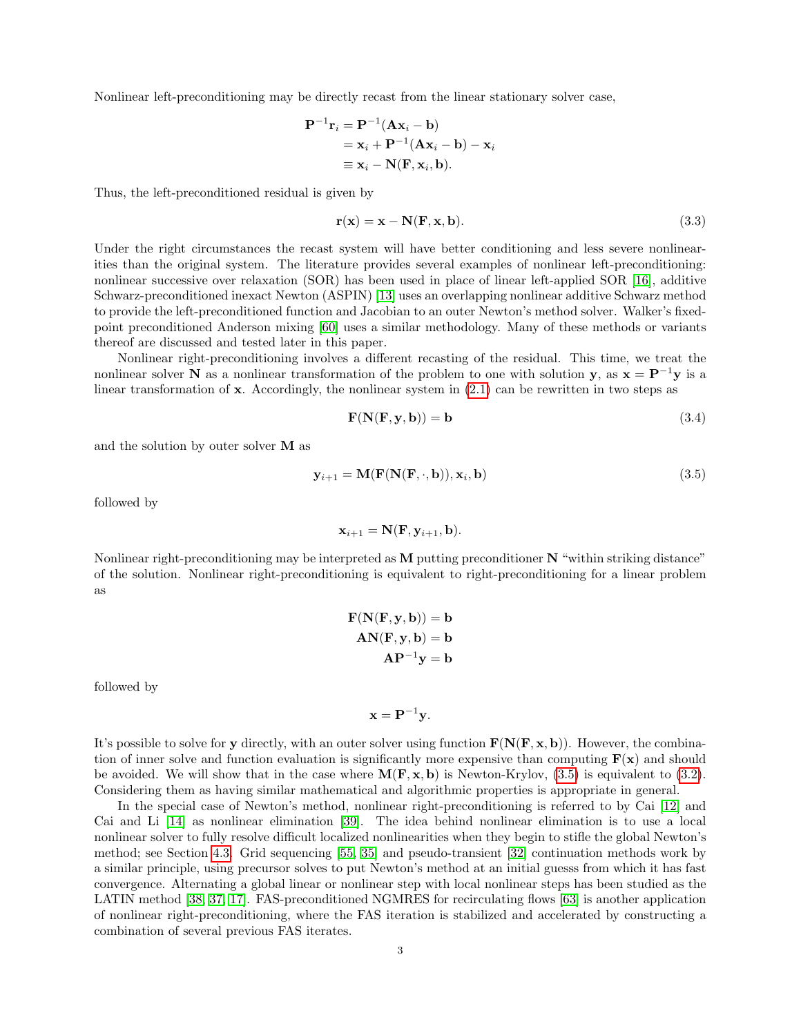Nonlinear left-preconditioning may be directly recast from the linear stationary solver case,

$$
\begin{aligned}
\mathbf{P}^{-1}\mathbf{r}_i &= \mathbf{P}^{-1}(\mathbf{A}\mathbf{x}_i - \mathbf{b}) \\
&= \mathbf{x}_i + \mathbf{P}^{-1}(\mathbf{A}\mathbf{x}_i - \mathbf{b}) - \mathbf{x}_i \\
&\equiv \mathbf{x}_i - \mathbf{N}(\mathbf{F}, \mathbf{x}_i, \mathbf{b}).
\end{aligned}
$$

Thus, the left-preconditioned residual is given by

$$
\mathbf{r}(\mathbf{x}) = \mathbf{x} - \mathbf{N}(\mathbf{F}, \mathbf{x}, \mathbf{b}). \tag{3.3}
$$

Under the right circumstances the recast system will have better conditioning and less severe nonlinearities than the original system. The literature provides several examples of nonlinear left-preconditioning: nonlinear successive over relaxation (SOR) has been used in place of linear left-applied SOR [16], additive Schwarz-preconditioned inexact Newton (ASPIN) [13] uses an overlapping nonlinear additive Schwarz method to provide the left-preconditioned function and Jacobian to an outer Newton's method solver. Walker's fixed-point preconditioned Anderson mixing [60] uses a similar methodology. Many of these methods or variants thereof are discussed and tested later in this paper.

Nonlinear right-preconditioning involves a different recasting of the residual. This time, we treat the nonlinear solver $\mathbf{N}$ as a nonlinear transformation of the problem to one with solution $\mathbf{y}$, as $\mathbf{x} = \mathbf{P}^{-1}\mathbf{y}$ is a linear transformation of $\mathbf{x}$. Accordingly, the nonlinear system in (2.1) can be rewritten in two steps as

$$
\mathbf{F}(\mathbf{N}(\mathbf{F}, \mathbf{y}, \mathbf{b})) = \mathbf{b} \tag{3.4}
$$

and the solution by outer solver $\mathbf{M}$ as

$$
\mathbf{y}_{i+1} = \mathbf{M}(\mathbf{F}(\mathbf{N}(\mathbf{F}, \cdot, \mathbf{b})), \mathbf{x}_i, \mathbf{b}) \tag{3.5}
$$

followed by

$$
\mathbf{x}_{i+1} = \mathbf{N}(\mathbf{F}, \mathbf{y}_{i+1}, \mathbf{b}).
$$

Nonlinear right-preconditioning may be interpreted as $\mathbf{M}$ putting preconditioner $\mathbf{N}$ "within striking distance" of the solution. Nonlinear right-preconditioning is equivalent to right-preconditioning for a linear problem as

$$
\begin{aligned}
\mathbf{F}(\mathbf{N}(\mathbf{F}, \mathbf{y}, \mathbf{b})) &= \mathbf{b} \\
\mathbf{A}\mathbf{N}(\mathbf{F}, \mathbf{y}, \mathbf{b}) &= \mathbf{b} \\
\mathbf{A}\mathbf{P}^{-1}\mathbf{y} &= \mathbf{b}
\end{aligned}
$$

followed by

$$
\mathbf{x} = \mathbf{P}^{-1}\mathbf{y}.
$$

It's possible to solve for $\mathbf{y}$ directly, with an outer solver using function $\mathbf{F}(\mathbf{N}(\mathbf{F}, \mathbf{x}, \mathbf{b}))$. However, the combination of inner solve and function evaluation is significantly more expensive than computing $\mathbf{F}(\mathbf{x})$ and should be avoided. We will show that in the case where $\mathbf{M}(\mathbf{F}, \mathbf{x}, \mathbf{b})$ is Newton-Krylov, (3.5) is equivalent to (3.2). Considering them as having similar mathematical and algorithmic properties is appropriate in general.

In the special case of Newton's method, nonlinear right-preconditioning is referred to by Cai [12] and Cai and Li [14] as nonlinear elimination [39]. The idea behind nonlinear elimination is to use a local nonlinear solver to fully resolve difficult localized nonlinearities when they begin to stifle the global Newton's method; see Section 4.3. Grid sequencing [55, 35] and pseudo-transient [32] continuation methods work by a similar principle, using precursor solves to put Newton's method at an initial guesss from which it has fast convergence. Alternating a global linear or nonlinear step with local nonlinear steps has been studied as the LATIN method [38, 37, 17]. FAS-preconditioned NGMRES for recirculating flows [63] is another application of nonlinear right-preconditioning, where the FAS iteration is stabilized and accelerated by constructing a combination of several previous FAS iterates.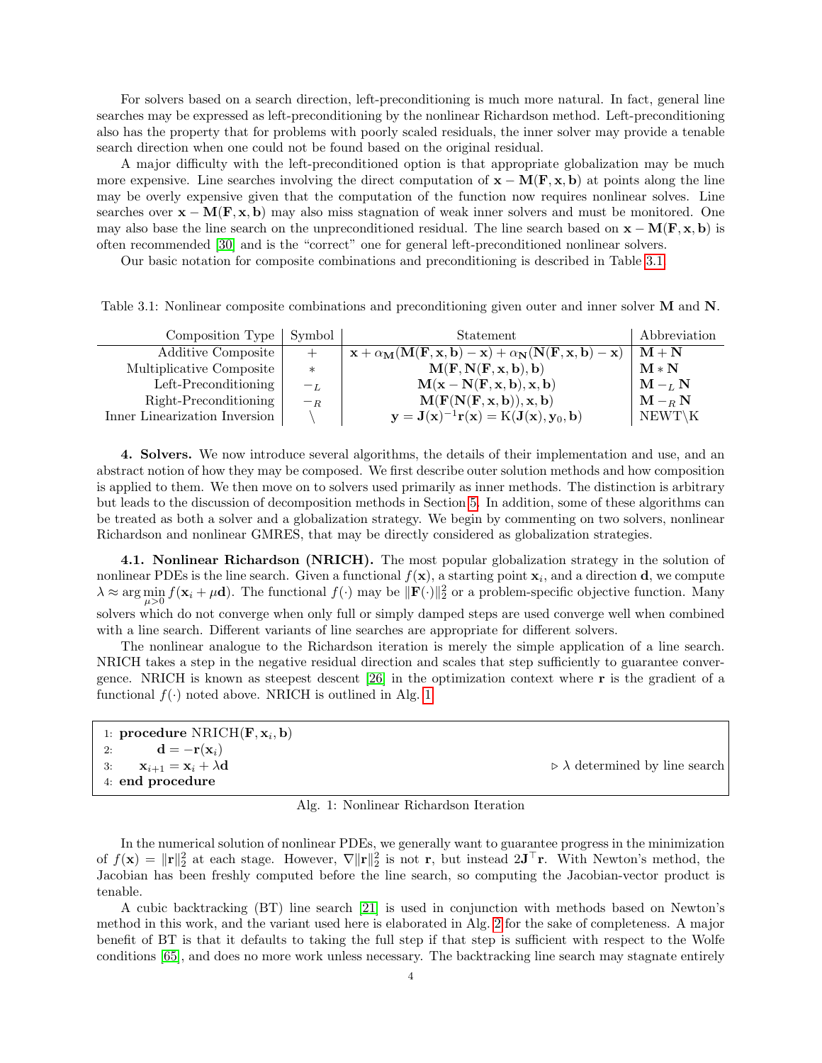For solvers based on a search direction, left-preconditioning is much more natural. In fact, general line searches may be expressed as left-preconditioning by the nonlinear Richardson method. Left-preconditioning also has the property that for problems with poorly scaled residuals, the inner solver may provide a tenable search direction when one could not be found based on the original residual.

A major difficulty with the left-preconditioned option is that appropriate globalization may be much more expensive. Line searches involving the direct computation of $\mathbf{x} - \mathbf{M}(\mathbf{F}, \mathbf{x}, \mathbf{b})$ at points along the line may be overly expensive given that the computation of the function now requires nonlinear solves. Line searches over $\mathbf{x} - \mathbf{M}(\mathbf{F}, \mathbf{x}, \mathbf{b})$ may also miss stagnation of weak inner solvers and must be monitored. One may also base the line search on the unpreconditioned residual. The line search based on $\mathbf{x} - \mathbf{M}(\mathbf{F}, \mathbf{x}, \mathbf{b})$ is often recommended [30] and is the "correct" one for general left-preconditioned nonlinear solvers.

Our basic notation for composite combinations and preconditioning is described in Table 3.1.

Table 3.1: Nonlinear composite combinations and preconditioning given outer and inner solver $\mathbf{M}$ and $\mathbf{N}$.

| Composition Type | Symbol | Statement | Abbreviation |
|---|---|---|---|
| Additive Composite | $+$ | $\mathbf{x} + \alpha_{\mathbf{M}}(\mathbf{M}(\mathbf{F}, \mathbf{x}, \mathbf{b}) - \mathbf{x}) + \alpha_{\mathbf{N}}(\mathbf{N}(\mathbf{F}, \mathbf{x}, \mathbf{b}) - \mathbf{x})$ | $\mathbf{M} + \mathbf{N}$ |
| Multiplicative Composite | $*$ | $\mathbf{M}(\mathbf{F}, \mathbf{N}(\mathbf{F}, \mathbf{x}, \mathbf{b}), \mathbf{b})$ | $\mathbf{M} * \mathbf{N}$ |
| Left-Preconditioning | $-_L$ | $\mathbf{M}(\mathbf{x} - \mathbf{N}(\mathbf{F}, \mathbf{x}, \mathbf{b}), \mathbf{x}, \mathbf{b})$ | $\mathbf{M} -_L \mathbf{N}$ |
| Right-Preconditioning | $-_R$ | $\mathbf{M}(\mathbf{F}(\mathbf{N}(\mathbf{F}, \mathbf{x}, \mathbf{b})), \mathbf{x}, \mathbf{b})$ | $\mathbf{M} -_R \mathbf{N}$ |
| Inner Linearization Inversion | $\backslash$ | $\mathbf{y} = \mathbf{J}(\mathbf{x})^{-1}\mathbf{r}(\mathbf{x}) = \mathrm{K}(\mathbf{J}(\mathbf{x}), \mathbf{y}_0, \mathbf{b})$ | NEWT\K |

**4. Solvers.** We now introduce several algorithms, the details of their implementation and use, and an abstract notion of how they may be composed. We first describe outer solution methods and how composition is applied to them. We then move on to solvers used primarily as inner methods. The distinction is arbitrary but leads to the discussion of decomposition methods in Section 5. In addition, some of these algorithms can be treated as both a solver and a globalization strategy. We begin by commenting on two solvers, nonlinear Richardson and nonlinear GMRES, that may be directly considered as globalization strategies.

**4.1. Nonlinear Richardson (NRICH).** The most popular globalization strategy in the solution of nonlinear PDEs is the line search. Given a functional $f(\mathbf{x})$, a starting point $\mathbf{x}_i$, and a direction $\mathbf{d}$, we compute $\lambda \approx \arg\min_{\mu>0} f(\mathbf{x}_i + \mu\mathbf{d})$. The functional $f(\cdot)$ may be $\|\mathbf{F}(\cdot)\|_2^2$ or a problem-specific objective function. Many solvers which do not converge when only full or simply damped steps are used converge well when combined with a line search. Different variants of line searches are appropriate for different solvers.

The nonlinear analogue to the Richardson iteration is merely the simple application of a line search. NRICH takes a step in the negative residual direction and scales that step sufficiently to guarantee convergence. NRICH is known as steepest descent [26] in the optimization context where $\mathbf{r}$ is the gradient of a functional $f(\cdot)$ noted above. NRICH is outlined in Alg. 1.

```
1: procedure NRICH(F, x_i, b)
2:     d = −r(x_i)
3:     x_{i+1} = x_i + λd                          ▷ λ determined by line search
4: end procedure
```

Alg. 1: Nonlinear Richardson Iteration

In the numerical solution of nonlinear PDEs, we generally want to guarantee progress in the minimization of $f(\mathbf{x}) = \|\mathbf{r}\|_2^2$ at each stage. However, $\nabla\|\mathbf{r}\|_2^2$ is not $\mathbf{r}$, but instead $2\mathbf{J}^\top\mathbf{r}$. With Newton's method, the Jacobian has been freshly computed before the line search, so computing the Jacobian-vector product is tenable.

A cubic backtracking (BT) line search [21] is used in conjunction with methods based on Newton's method in this work, and the variant used here is elaborated in Alg. 2 for the sake of completeness. A major benefit of BT is that it defaults to taking the full step if that step is sufficient with respect to the Wolfe conditions [65], and does no more work unless necessary. The backtracking line search may stagnate entirely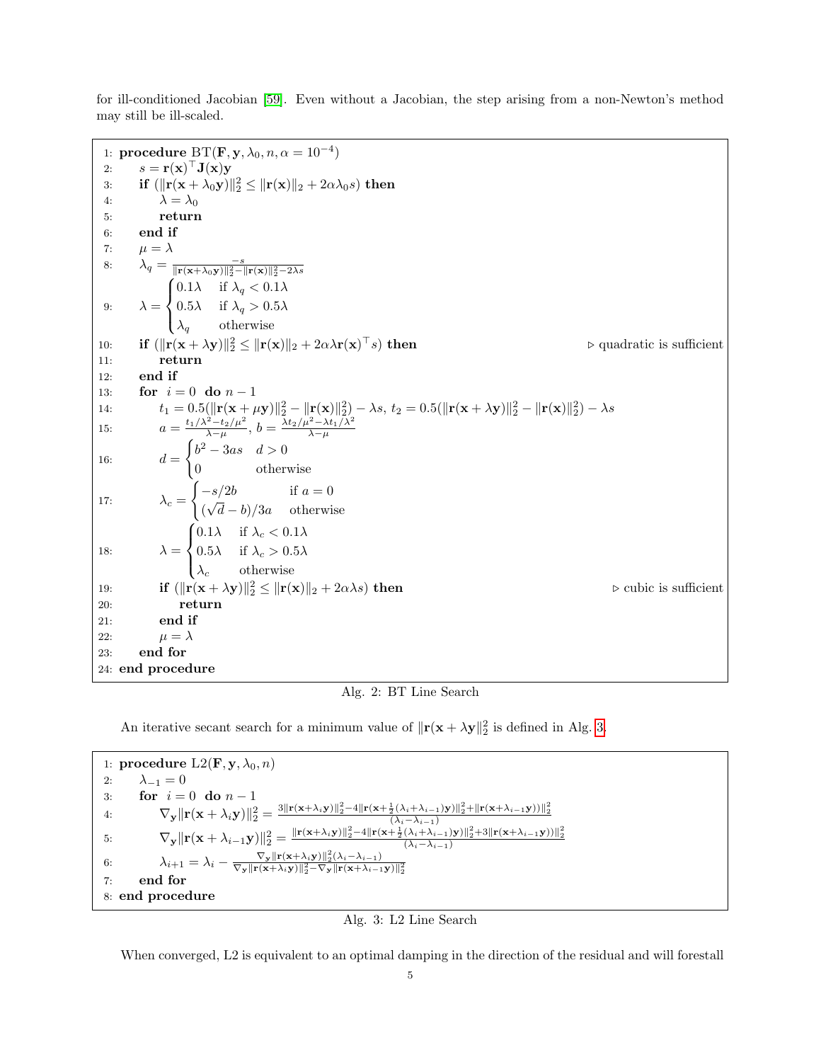for ill-conditioned Jacobian [59]. Even without a Jacobian, the step arising from a non-Newton's method may still be ill-scaled.

```
1:  procedure BT(F, y, λ_0, n, α = 10^{-4})
2:      s = r(x)^⊤ J(x) y
3:      if (‖r(x + λ_0 y)‖_2^2 ≤ ‖r(x)‖_2 + 2αλ_0 s) then
4:          λ = λ_0
5:          return
6:      end if
7:      μ = λ
8:      λ_q = −s / (‖r(x + λ_0 y)‖_2^2 − ‖r(x)‖_2^2 − 2λs)
9:      λ = { 0.1λ   if λ_q < 0.1λ
              0.5λ   if λ_q > 0.5λ
              λ_q    otherwise
10:     if (‖r(x + λy)‖_2^2 ≤ ‖r(x)‖_2 + 2αλ r(x)^⊤ s) then      ▷ quadratic is sufficient
11:         return
12:     end if
13:     for i = 0 do n − 1
14:         t_1 = 0.5(‖r(x + μy)‖_2^2 − ‖r(x)‖_2^2) − λs,  t_2 = 0.5(‖r(x + λy)‖_2^2 − ‖r(x)‖_2^2) − λs
15:         a = (t_1/λ^2 − t_2/μ^2) / (λ − μ),  b = (λt_2/μ^2 − λt_1/λ^2) / (λ − μ)
16:         d = { b^2 − 3as   d > 0
                  0          otherwise
17:         λ_c = { −s/2b           if a = 0
                    (√d − b)/3a     otherwise
18:         λ = { 0.1λ   if λ_c < 0.1λ
                  0.5λ   if λ_c > 0.5λ
                  λ_c    otherwise
19:         if (‖r(x + λy)‖_2^2 ≤ ‖r(x)‖_2 + 2αλs) then              ▷ cubic is sufficient
20:             return
21:         end if
22:         μ = λ
23:     end for
24: end procedure
```

Alg. 2: BT Line Search

An iterative secant search for a minimum value of $\|\mathbf{r}(\mathbf{x}+\lambda\mathbf{y}\|_2^2$ is defined in Alg. 3.

```
1: procedure L2(F, y, λ_0, n)
2:     λ_{-1} = 0
3:     for i = 0 do n − 1
4:         ∇_y‖r(x + λ_i y)‖_2^2 = (3‖r(x+λ_i y)‖_2^2 − 4‖r(x+½(λ_i+λ_{i−1})y)‖_2^2 + ‖r(x+λ_{i−1}y))‖_2^2) / (λ_i − λ_{i−1})
5:         ∇_y‖r(x + λ_{i−1} y)‖_2^2 = (‖r(x+λ_i y)‖_2^2 − 4‖r(x+½(λ_i+λ_{i−1})y)‖_2^2 + 3‖r(x+λ_{i−1}y))‖_2^2) / (λ_i − λ_{i−1})
6:         λ_{i+1} = λ_i − ∇_y‖r(x+λ_i y)‖_2^2 (λ_i − λ_{i−1}) / (∇_y‖r(x+λ_i y)‖_2^2 − ∇_y‖r(x+λ_{i−1}y)‖_2^2)
7:     end for
8: end procedure
```

Alg. 3: L2 Line Search

When converged, L2 is equivalent to an optimal damping in the direction of the residual and will forestall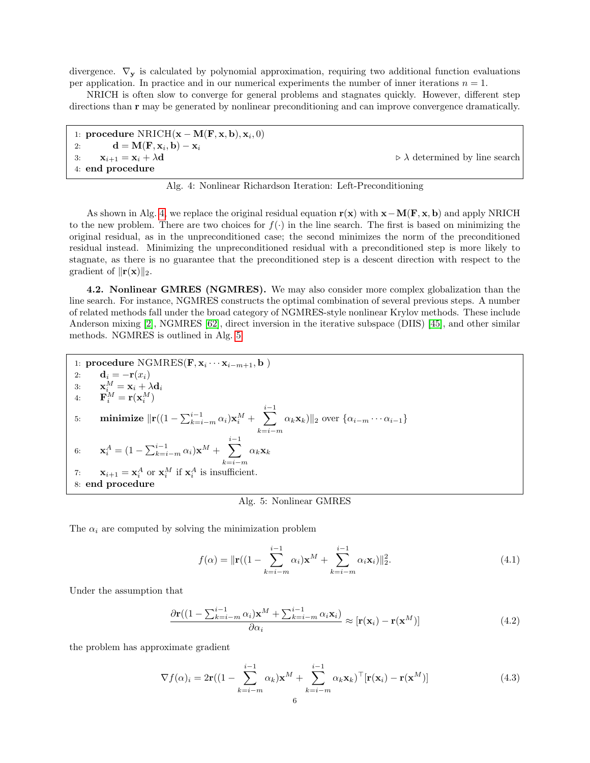divergence. $\nabla_\mathbf{y}$ is calculated by polynomial approximation, requiring two additional function evaluations per application. In practice and in our numerical experiments the number of inner iterations $n = 1$.

NRICH is often slow to converge for general problems and stagnates quickly. However, different step directions than $\mathbf{r}$ may be generated by nonlinear preconditioning and can improve convergence dramatically.

```
1: procedure NRICH(x − M(F, x, b), x_i, 0)
2:     d = M(F, x_i, b) − x_i
3:     x_{i+1} = x_i + λd                          ▷ λ determined by line search
4: end procedure
```

Alg. 4: Nonlinear Richardson Iteration: Left-Preconditioning

As shown in Alg. 4, we replace the original residual equation $\mathbf{r}(\mathbf{x})$ with $\mathbf{x} - \mathbf{M}(\mathbf{F}, \mathbf{x}, \mathbf{b})$ and apply NRICH to the new problem. There are two choices for $f(\cdot)$ in the line search. The first is based on minimizing the original residual, as in the unpreconditioned case; the second minimizes the norm of the preconditioned residual instead. Minimizing the unpreconditioned residual with a preconditioned step is more likely to stagnate, as there is no guarantee that the preconditioned step is a descent direction with respect to the gradient of $\|\mathbf{r}(\mathbf{x})\|_2$.

**4.2. Nonlinear GMRES (NGMRES).** We may also consider more complex globalization than the line search. For instance, NGMRES constructs the optimal combination of several previous steps. A number of related methods fall under the broad category of NGMRES-style nonlinear Krylov methods. These include Anderson mixing [2], NGMRES [62], direct inversion in the iterative subspace (DIIS) [45], and other similar methods. NGMRES is outlined in Alg. 5.

1: **procedure** NGMRES($\mathbf{F}, \mathbf{x}_i \cdots \mathbf{x}_{i-m+1}, \mathbf{b}$ )
2: $\quad \mathbf{d}_i = -\mathbf{r}(x_i)$
3: $\quad \mathbf{x}_i^M = \mathbf{x}_i + \lambda \mathbf{d}_i$
4: $\quad \mathbf{F}_i^M = \mathbf{r}(\mathbf{x}_i^M)$
5: $\quad$ **minimize** $\|\mathbf{r}((1 - \sum_{k=i-m}^{i-1} \alpha_i)\mathbf{x}_i^M + \sum_{k=i-m}^{i-1} \alpha_k \mathbf{x}_k)\|_2$ over $\{\alpha_{i-m} \cdots \alpha_{i-1}\}$
6: $\quad \mathbf{x}_i^A = (1 - \sum_{k=i-m}^{i-1} \alpha_i)\mathbf{x}^M + \sum_{k=i-m}^{i-1} \alpha_k \mathbf{x}_k$
7: $\quad \mathbf{x}_{i+1} = \mathbf{x}_i^A$ or $\mathbf{x}_i^M$ if $\mathbf{x}_i^A$ is insufficient.
8: **end procedure**

Alg. 5: Nonlinear GMRES

The $\alpha_i$ are computed by solving the minimization problem

$$f(\alpha) = \|\mathbf{r}((1 - \sum_{k=i-m}^{i-1} \alpha_i)\mathbf{x}^M + \sum_{k=i-m}^{i-1} \alpha_i \mathbf{x}_i)\|_2^2. \tag{4.1}$$

Under the assumption that

$$\frac{\partial \mathbf{r}((1 - \sum_{k=i-m}^{i-1} \alpha_i)\mathbf{x}^M + \sum_{k=i-m}^{i-1} \alpha_i \mathbf{x}_i)}{\partial \alpha_i} \approx [\mathbf{r}(\mathbf{x}_i) - \mathbf{r}(\mathbf{x}^M)] \tag{4.2}$$

the problem has approximate gradient

$$\nabla f(\alpha)_i = 2\mathbf{r}((1 - \sum_{k=i-m}^{i-1} \alpha_k)\mathbf{x}^M + \sum_{k=i-m}^{i-1} \alpha_k \mathbf{x}_k)^\top [\mathbf{r}(\mathbf{x}_i) - \mathbf{r}(\mathbf{x}^M)] \tag{4.3}$$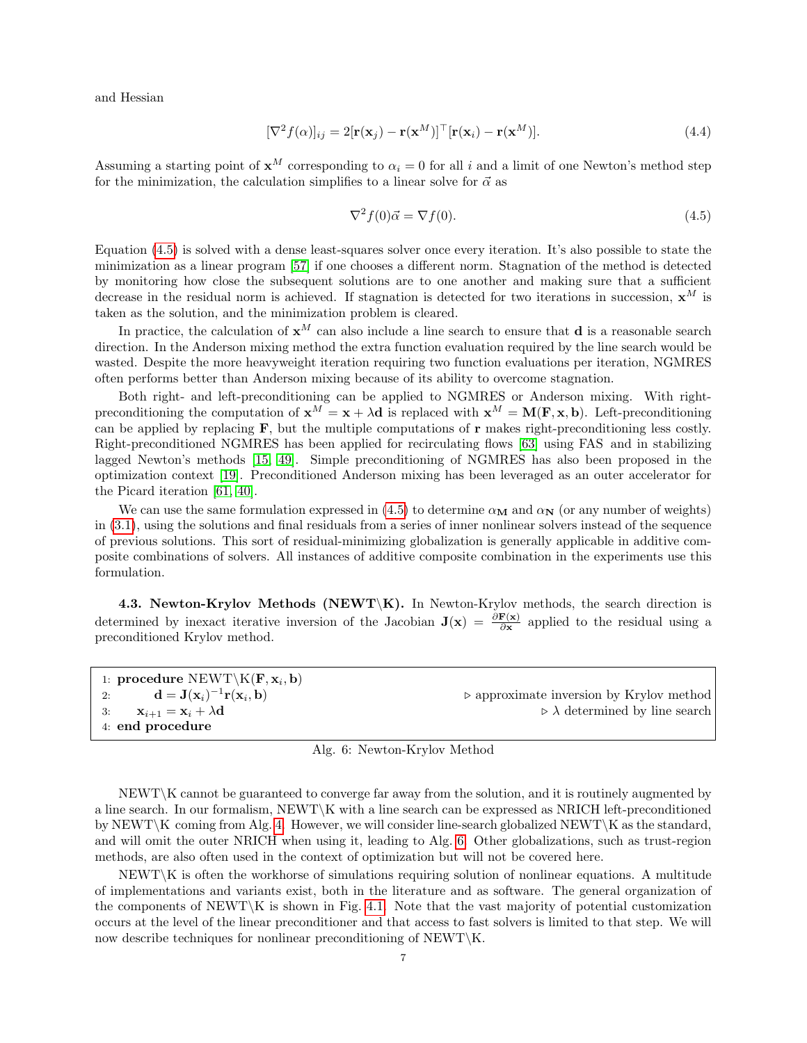and Hessian

$$[\nabla^2 f(\alpha)]_{ij} = 2[\mathbf{r}(\mathbf{x}_j) - \mathbf{r}(\mathbf{x}^M)]^\top [\mathbf{r}(\mathbf{x}_i) - \mathbf{r}(\mathbf{x}^M)]. \tag{4.4}$$

Assuming a starting point of $\mathbf{x}^M$ corresponding to $\alpha_i = 0$ for all $i$ and a limit of one Newton's method step for the minimization, the calculation simplifies to a linear solve for $\vec{\alpha}$ as

$$\nabla^2 f(0)\vec{\alpha} = \nabla f(0). \tag{4.5}$$

Equation (4.5) is solved with a dense least-squares solver once every iteration. It's also possible to state the minimization as a linear program [57] if one chooses a different norm. Stagnation of the method is detected by monitoring how close the subsequent solutions are to one another and making sure that a sufficient decrease in the residual norm is achieved. If stagnation is detected for two iterations in succession, $\mathbf{x}^M$ is taken as the solution, and the minimization problem is cleared.

In practice, the calculation of $\mathbf{x}^M$ can also include a line search to ensure that $\mathbf{d}$ is a reasonable search direction. In the Anderson mixing method the extra function evaluation required by the line search would be wasted. Despite the more heavyweight iteration requiring two function evaluations per iteration, NGMRES often performs better than Anderson mixing because of its ability to overcome stagnation.

Both right- and left-preconditioning can be applied to NGMRES or Anderson mixing. With right-preconditioning the computation of $\mathbf{x}^M = \mathbf{x} + \lambda\mathbf{d}$ is replaced with $\mathbf{x}^M = \mathbf{M}(\mathbf{F}, \mathbf{x}, \mathbf{b})$. Left-preconditioning can be applied by replacing $\mathbf{F}$, but the multiple computations of $\mathbf{r}$ makes right-preconditioning less costly. Right-preconditioned NGMRES has been applied for recirculating flows [63] using FAS and in stabilizing lagged Newton's methods [15, 49]. Simple preconditioning of NGMRES has also been proposed in the optimization context [19]. Preconditioned Anderson mixing has been leveraged as an outer accelerator for the Picard iteration [61, 40].

We can use the same formulation expressed in (4.5) to determine $\alpha_{\mathbf{M}}$ and $\alpha_{\mathbf{N}}$ (or any number of weights) in (3.1), using the solutions and final residuals from a series of inner nonlinear solvers instead of the sequence of previous solutions. This sort of residual-minimizing globalization is generally applicable in additive composite combinations of solvers. All instances of additive composite combination in the experiments use this formulation.

**4.3. Newton-Krylov Methods (NEWT\K).** In Newton-Krylov methods, the search direction is determined by inexact iterative inversion of the Jacobian $\mathbf{J}(\mathbf{x}) = \frac{\partial \mathbf{F}(\mathbf{x})}{\partial \mathbf{x}}$ applied to the residual using a preconditioned Krylov method.

```
1: procedure NEWT\K(F, x_i, b)
2:     d = J(x_i)^{-1} r(x_i, b)          ▷ approximate inversion by Krylov method
3:     x_{i+1} = x_i + λd                 ▷ λ determined by line search
4: end procedure
```

Alg. 6: Newton-Krylov Method

NEWT\K cannot be guaranteed to converge far away from the solution, and it is routinely augmented by a line search. In our formalism, NEWT\K with a line search can be expressed as NRICH left-preconditioned by NEWT\K coming from Alg. 4. However, we will consider line-search globalized NEWT\K as the standard, and will omit the outer NRICH when using it, leading to Alg. 6. Other globalizations, such as trust-region methods, are also often used in the context of optimization but will not be covered here.

NEWT\K is often the workhorse of simulations requiring solution of nonlinear equations. A multitude of implementations and variants exist, both in the literature and as software. The general organization of the components of NEWT\K is shown in Fig. 4.1. Note that the vast majority of potential customization occurs at the level of the linear preconditioner and that access to fast solvers is limited to that step. We will now describe techniques for nonlinear preconditioning of NEWT\K.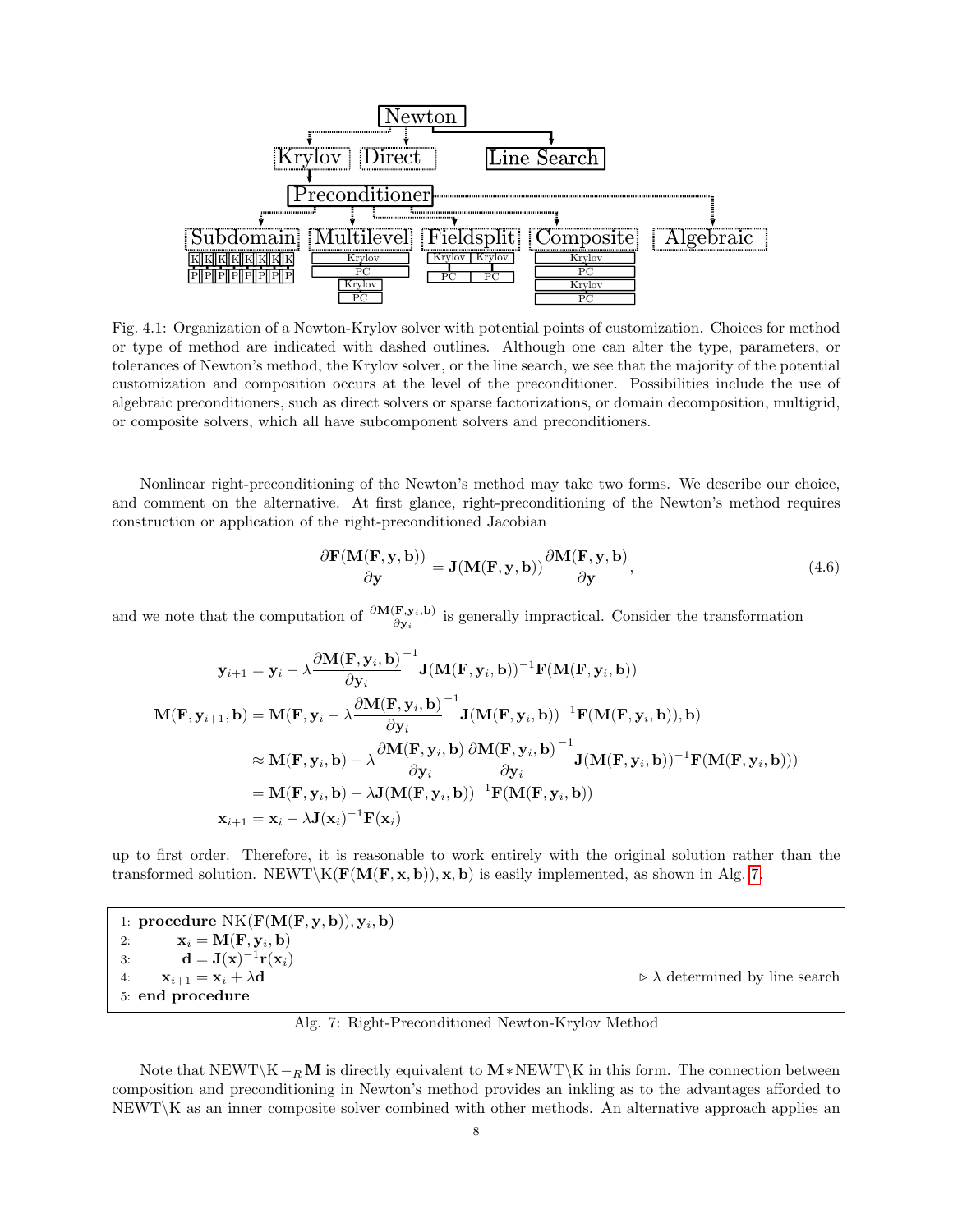Fig. 4.1: Organization of a Newton-Krylov solver with potential points of customization. Choices for method or type of method are indicated with dashed outlines. Although one can alter the type, parameters, or tolerances of Newton's method, the Krylov solver, or the line search, we see that the majority of the potential customization and composition occurs at the level of the preconditioner. Possibilities include the use of algebraic preconditioners, such as direct solvers or sparse factorizations, or domain decomposition, multigrid, or composite solvers, which all have subcomponent solvers and preconditioners.

Nonlinear right-preconditioning of the Newton's method may take two forms. We describe our choice, and comment on the alternative. At first glance, right-preconditioning of the Newton's method requires construction or application of the right-preconditioned Jacobian

$$\frac{\partial \mathbf{F}(\mathbf{M}(\mathbf{F},\mathbf{y},\mathbf{b}))}{\partial \mathbf{y}} = \mathbf{J}(\mathbf{M}(\mathbf{F},\mathbf{y},\mathbf{b}))\frac{\partial \mathbf{M}(\mathbf{F},\mathbf{y},\mathbf{b})}{\partial \mathbf{y}}, \tag{4.6}$$

and we note that the computation of $\frac{\partial \mathbf{M}(\mathbf{F},\mathbf{y}_i,\mathbf{b})}{\partial \mathbf{y}_i}$ is generally impractical. Consider the transformation

$$\begin{aligned}
\mathbf{y}_{i+1} &= \mathbf{y}_i - \lambda \frac{\partial \mathbf{M}(\mathbf{F},\mathbf{y}_i,\mathbf{b})}{\partial \mathbf{y}_i}^{-1} \mathbf{J}(\mathbf{M}(\mathbf{F},\mathbf{y}_i,\mathbf{b}))^{-1}\mathbf{F}(\mathbf{M}(\mathbf{F},\mathbf{y}_i,\mathbf{b})) \\
\mathbf{M}(\mathbf{F},\mathbf{y}_{i+1},\mathbf{b}) &= \mathbf{M}(\mathbf{F},\mathbf{y}_i - \lambda \frac{\partial \mathbf{M}(\mathbf{F},\mathbf{y}_i,\mathbf{b})}{\partial \mathbf{y}_i}^{-1} \mathbf{J}(\mathbf{M}(\mathbf{F},\mathbf{y}_i,\mathbf{b}))^{-1}\mathbf{F}(\mathbf{M}(\mathbf{F},\mathbf{y}_i,\mathbf{b})),\mathbf{b}) \\
&\approx \mathbf{M}(\mathbf{F},\mathbf{y}_i,\mathbf{b}) - \lambda \frac{\partial \mathbf{M}(\mathbf{F},\mathbf{y}_i,\mathbf{b})}{\partial \mathbf{y}_i} \frac{\partial \mathbf{M}(\mathbf{F},\mathbf{y}_i,\mathbf{b})}{\partial \mathbf{y}_i}^{-1} \mathbf{J}(\mathbf{M}(\mathbf{F},\mathbf{y}_i,\mathbf{b}))^{-1}\mathbf{F}(\mathbf{M}(\mathbf{F},\mathbf{y}_i,\mathbf{b}))) \\
&= \mathbf{M}(\mathbf{F},\mathbf{y}_i,\mathbf{b}) - \lambda \mathbf{J}(\mathbf{M}(\mathbf{F},\mathbf{y}_i,\mathbf{b}))^{-1}\mathbf{F}(\mathbf{M}(\mathbf{F},\mathbf{y}_i,\mathbf{b})) \\
\mathbf{x}_{i+1} &= \mathbf{x}_i - \lambda \mathbf{J}(\mathbf{x}_i)^{-1}\mathbf{F}(\mathbf{x}_i)
\end{aligned}$$

up to first order. Therefore, it is reasonable to work entirely with the original solution rather than the transformed solution. NEWT\K($\mathbf{F}(\mathbf{M}(\mathbf{F},\mathbf{x},\mathbf{b})),\mathbf{x},\mathbf{b}$) is easily implemented, as shown in Alg. 7.

```
1: procedure NK(F(M(F, y, b)), y_i, b)
2:     x_i = M(F, y_i, b)
3:     d = J(x)^{-1} r(x_i)
4:     x_{i+1} = x_i + λd                    ▷ λ determined by line search
5: end procedure
```

Alg. 7: Right-Preconditioned Newton-Krylov Method

Note that NEWT\K $-_R$ $\mathbf{M}$ is directly equivalent to $\mathbf{M}*$NEWT\K in this form. The connection between composition and preconditioning in Newton's method provides an inkling as to the advantages afforded to NEWT\K as an inner composite solver combined with other methods. An alternative approach applies an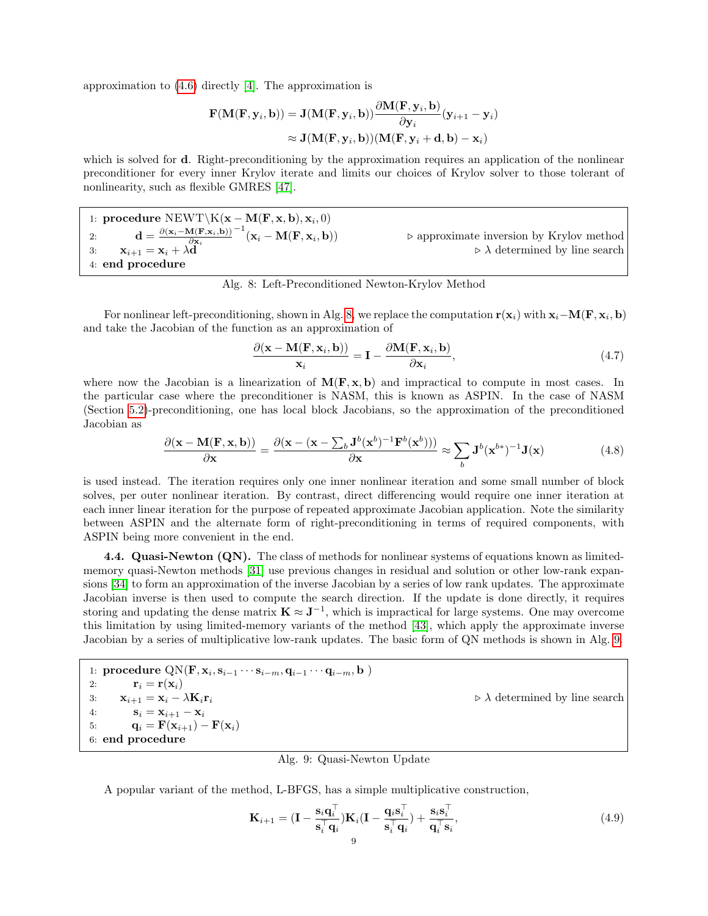approximation to (4.6) directly [4]. The approximation is

$$\begin{aligned}
\mathbf{F}(\mathbf{M}(\mathbf{F},\mathbf{y}_i,\mathbf{b})) &= \mathbf{J}(\mathbf{M}(\mathbf{F},\mathbf{y}_i,\mathbf{b}))\frac{\partial \mathbf{M}(\mathbf{F},\mathbf{y}_i,\mathbf{b})}{\partial \mathbf{y}_i}(\mathbf{y}_{i+1}-\mathbf{y}_i) \\
&\approx \mathbf{J}(\mathbf{M}(\mathbf{F},\mathbf{y}_i,\mathbf{b}))(\mathbf{M}(\mathbf{F},\mathbf{y}_i+\mathbf{d},\mathbf{b})-\mathbf{x}_i)
\end{aligned}$$

which is solved for $\mathbf{d}$. Right-preconditioning by the approximation requires an application of the nonlinear preconditioner for every inner Krylov iterate and limits our choices of Krylov solver to those tolerant of nonlinearity, such as flexible GMRES [47].

```
1: procedure NEWT\K(x − M(F, x, b), x_i, 0)
2:     d = (∂(x_i − M(F, x_i, b)) / ∂x_i)^{-1} (x_i − M(F, x_i, b))    ▷ approximate inversion by Krylov method
3:     x_{i+1} = x_i + λd                                              ▷ λ determined by line search
4: end procedure
```

Alg. 8: Left-Preconditioned Newton-Krylov Method

For nonlinear left-preconditioning, shown in Alg. 8, we replace the computation $\mathbf{r}(\mathbf{x}_i)$ with $\mathbf{x}_i - \mathbf{M}(\mathbf{F},\mathbf{x}_i,\mathbf{b})$ and take the Jacobian of the function as an approximation of

$$\frac{\partial(\mathbf{x}-\mathbf{M}(\mathbf{F},\mathbf{x}_i,\mathbf{b}))}{\mathbf{x}_i} = \mathbf{I} - \frac{\partial \mathbf{M}(\mathbf{F},\mathbf{x}_i,\mathbf{b})}{\partial \mathbf{x}_i}, \tag{4.7}$$

where now the Jacobian is a linearization of $\mathbf{M}(\mathbf{F},\mathbf{x},\mathbf{b})$ and impractical to compute in most cases. In the particular case where the preconditioner is NASM, this is known as ASPIN. In the case of NASM (Section 5.2)-preconditioning, one has local block Jacobians, so the approximation of the preconditioned Jacobian as

$$\frac{\partial(\mathbf{x}-\mathbf{M}(\mathbf{F},\mathbf{x},\mathbf{b}))}{\partial \mathbf{x}} = \frac{\partial(\mathbf{x}-(\mathbf{x}-\sum_b \mathbf{J}^b(\mathbf{x}^b)^{-1}\mathbf{F}^b(\mathbf{x}^b)))}{\partial \mathbf{x}} \approx \sum_b \mathbf{J}^b(\mathbf{x}^{b*})^{-1}\mathbf{J}(\mathbf{x}) \tag{4.8}$$

is used instead. The iteration requires only one inner nonlinear iteration and some small number of block solves, per outer nonlinear iteration. By contrast, direct differencing would require one inner iteration at each inner linear iteration for the purpose of repeated approximate Jacobian application. Note the similarity between ASPIN and the alternate form of right-preconditioning in terms of required components, with ASPIN being more convenient in the end.

**4.4. Quasi-Newton (QN).** The class of methods for nonlinear systems of equations known as limited-memory quasi-Newton methods [31] use previous changes in residual and solution or other low-rank expansions [34] to form an approximation of the inverse Jacobian by a series of low rank updates. The approximate Jacobian inverse is then used to compute the search direction. If the update is done directly, it requires storing and updating the dense matrix $\mathbf{K} \approx \mathbf{J}^{-1}$, which is impractical for large systems. One may overcome this limitation by using limited-memory variants of the method [43], which apply the approximate inverse Jacobian by a series of multiplicative low-rank updates. The basic form of QN methods is shown in Alg. 9.

```
1: procedure QN(F, x_i, s_{i-1} ··· s_{i-m}, q_{i-1} ··· q_{i-m}, b )
2:     r_i = r(x_i)
3:     x_{i+1} = x_i − λK_i r_i                                        ▷ λ determined by line search
4:     s_i = x_{i+1} − x_i
5:     q_i = F(x_{i+1}) − F(x_i)
6: end procedure
```

Alg. 9: Quasi-Newton Update

A popular variant of the method, L-BFGS, has a simple multiplicative construction,

$$\mathbf{K}_{i+1} = (\mathbf{I} - \frac{\mathbf{s}_i\mathbf{q}_i^\top}{\mathbf{s}_i^\top\mathbf{q}_i})\mathbf{K}_i(\mathbf{I} - \frac{\mathbf{q}_i\mathbf{s}_i^\top}{\mathbf{s}_i^\top\mathbf{q}_i}) + \frac{\mathbf{s}_i\mathbf{s}_i^\top}{\mathbf{q}_i^\top\mathbf{s}_i}, \tag{4.9}$$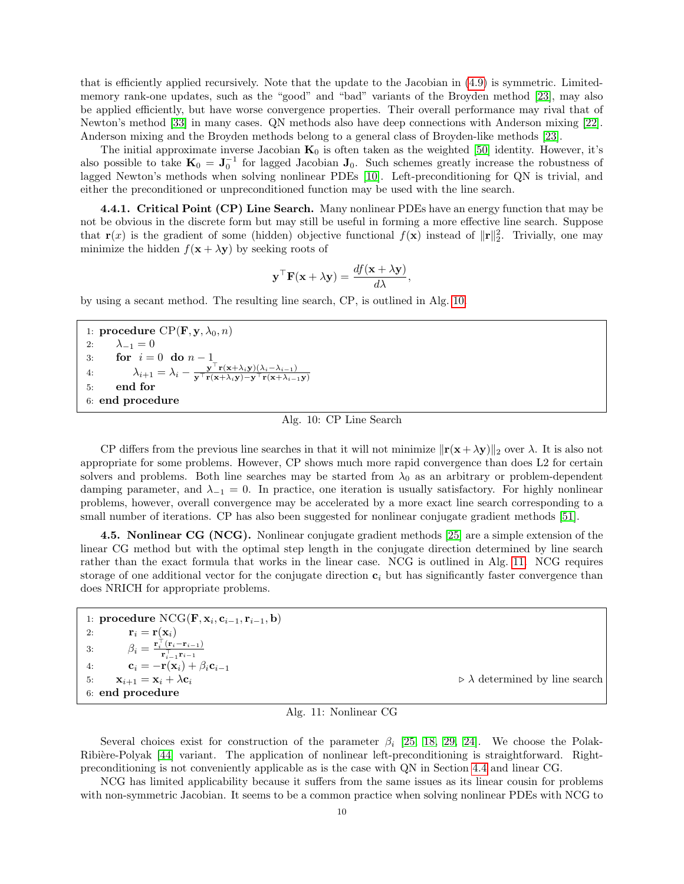that is efficiently applied recursively. Note that the update to the Jacobian in (4.9) is symmetric. Limited-memory rank-one updates, such as the "good" and "bad" variants of the Broyden method [23], may also be applied efficiently, but have worse convergence properties. Their overall performance may rival that of Newton's method [33] in many cases. QN methods also have deep connections with Anderson mixing [22]. Anderson mixing and the Broyden methods belong to a general class of Broyden-like methods [23].

The initial approximate inverse Jacobian $\mathbf{K}_0$ is often taken as the weighted [50] identity. However, it's also possible to take $\mathbf{K}_0 = \mathbf{J}_0^{-1}$ for lagged Jacobian $\mathbf{J}_0$. Such schemes greatly increase the robustness of lagged Newton's methods when solving nonlinear PDEs [10]. Left-preconditioning for QN is trivial, and either the preconditioned or unpreconditioned function may be used with the line search.

**4.4.1. Critical Point (CP) Line Search.** Many nonlinear PDEs have an energy function that may be not be obvious in the discrete form but may still be useful in forming a more effective line search. Suppose that $\mathbf{r}(x)$ is the gradient of some (hidden) objective functional $f(\mathbf{x})$ instead of $\|\mathbf{r}\|_2^2$. Trivially, one may minimize the hidden $f(\mathbf{x} + \lambda \mathbf{y})$ by seeking roots of

$$\mathbf{y}^\top \mathbf{F}(\mathbf{x} + \lambda \mathbf{y}) = \frac{df(\mathbf{x} + \lambda \mathbf{y})}{d\lambda},$$

by using a secant method. The resulting line search, CP, is outlined in Alg. 10.

```
1: procedure CP(F, y, λ_0, n)
2:     λ_{-1} = 0
3:     for i = 0 do n − 1
4:         λ_{i+1} = λ_i − [y^T r(x+λ_i y)(λ_i − λ_{i−1})] / [y^T r(x+λ_i y) − y^T r(x+λ_{i−1} y)]
5:     end for
6: end procedure
```

Alg. 10: CP Line Search

CP differs from the previous line searches in that it will not minimize $\|\mathbf{r}(\mathbf{x} + \lambda \mathbf{y})\|_2$ over $\lambda$. It is also not appropriate for some problems. However, CP shows much more rapid convergence than does L2 for certain solvers and problems. Both line searches may be started from $\lambda_0$ as an arbitrary or problem-dependent damping parameter, and $\lambda_{-1} = 0$. In practice, one iteration is usually satisfactory. For highly nonlinear problems, however, overall convergence may be accelerated by a more exact line search corresponding to a small number of iterations. CP has also been suggested for nonlinear conjugate gradient methods [51].

**4.5. Nonlinear CG (NCG).** Nonlinear conjugate gradient methods [25] are a simple extension of the linear CG method but with the optimal step length in the conjugate direction determined by line search rather than the exact formula that works in the linear case. NCG is outlined in Alg. 11. NCG requires storage of one additional vector for the conjugate direction $\mathbf{c}_i$ but has significantly faster convergence than does NRICH for appropriate problems.

```
1: procedure NCG(F, x_i, c_{i−1}, r_{i−1}, b)
2:         r_i = r(x_i)
3:         β_i = [r_i^T (r_i − r_{i−1})] / [r_{i−1}^T r_{i−1}]
4:         c_i = −r(x_i) + β_i c_{i−1}
5:     x_{i+1} = x_i + λ c_i                    ▷ λ determined by line search
6: end procedure
```

Alg. 11: Nonlinear CG

Several choices exist for construction of the parameter $\beta_i$ [25, 18, 29, 24]. We choose the Polak-Ribière-Polyak [44] variant. The application of nonlinear left-preconditioning is straightforward. Right-preconditioning is not conveniently applicable as is the case with QN in Section 4.4 and linear CG.

NCG has limited applicability because it suffers from the same issues as its linear cousin for problems with non-symmetric Jacobian. It seems to be a common practice when solving nonlinear PDEs with NCG to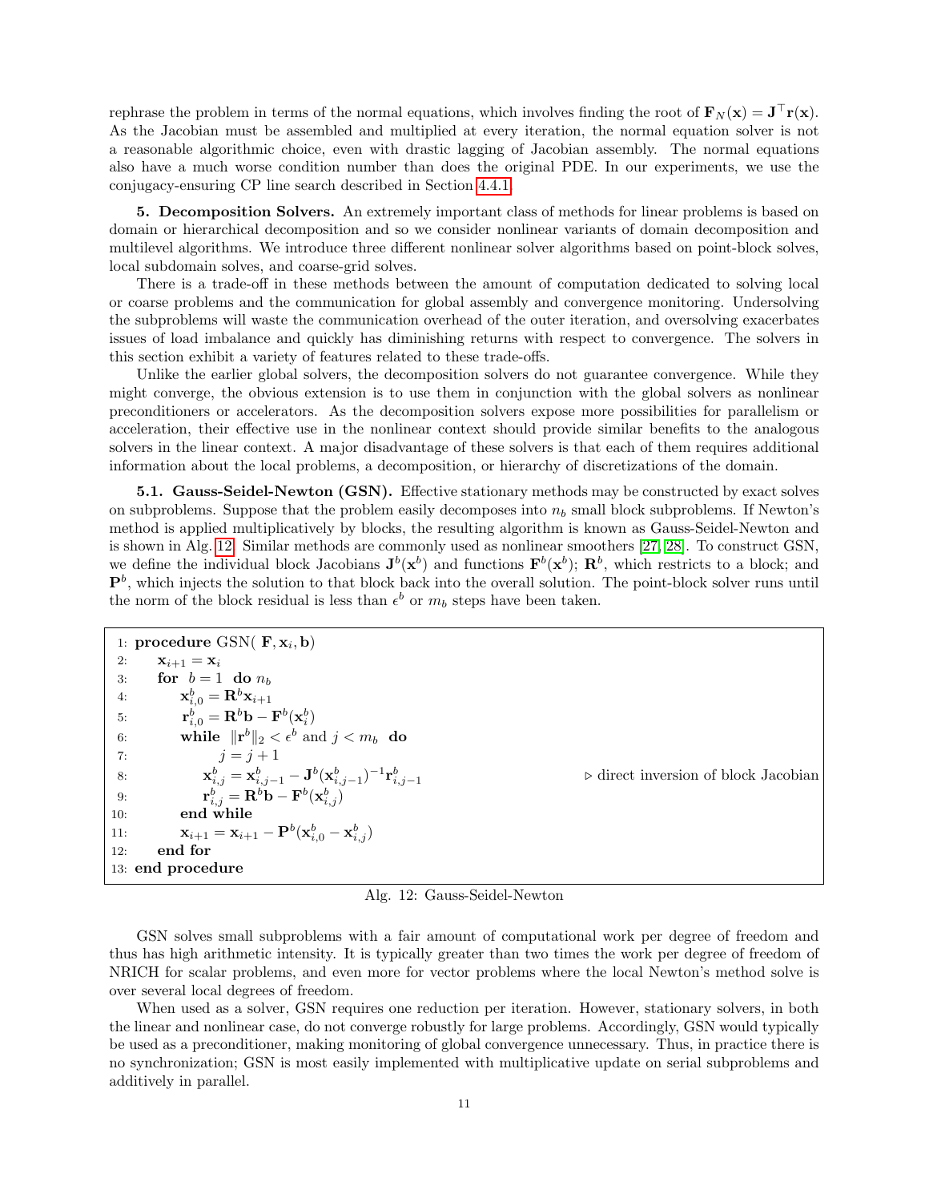rephrase the problem in terms of the normal equations, which involves finding the root of $\mathbf{F}_N(\mathbf{x}) = \mathbf{J}^\top \mathbf{r}(\mathbf{x})$. As the Jacobian must be assembled and multiplied at every iteration, the normal equation solver is not a reasonable algorithmic choice, even with drastic lagging of Jacobian assembly. The normal equations also have a much worse condition number than does the original PDE. In our experiments, we use the conjugacy-ensuring CP line search described in Section 4.4.1.

## 5. Decomposition Solvers.

An extremely important class of methods for linear problems is based on domain or hierarchical decomposition and so we consider nonlinear variants of domain decomposition and multilevel algorithms. We introduce three different nonlinear solver algorithms based on point-block solves, local subdomain solves, and coarse-grid solves.

There is a trade-off in these methods between the amount of computation dedicated to solving local or coarse problems and the communication for global assembly and convergence monitoring. Undersolving the subproblems will waste the communication overhead of the outer iteration, and oversolving exacerbates issues of load imbalance and quickly has diminishing returns with respect to convergence. The solvers in this section exhibit a variety of features related to these trade-offs.

Unlike the earlier global solvers, the decomposition solvers do not guarantee convergence. While they might converge, the obvious extension is to use them in conjunction with the global solvers as nonlinear preconditioners or accelerators. As the decomposition solvers expose more possibilities for parallelism or acceleration, their effective use in the nonlinear context should provide similar benefits to the analogous solvers in the linear context. A major disadvantage of these solvers is that each of them requires additional information about the local problems, a decomposition, or hierarchy of discretizations of the domain.

### 5.1. Gauss-Seidel-Newton (GSN).

Effective stationary methods may be constructed by exact solves on subproblems. Suppose that the problem easily decomposes into $n_b$ small block subproblems. If Newton's method is applied multiplicatively by blocks, the resulting algorithm is known as Gauss-Seidel-Newton and is shown in Alg. 12. Similar methods are commonly used as nonlinear smoothers [27, 28]. To construct GSN, we define the individual block Jacobians $\mathbf{J}^b(\mathbf{x}^b)$ and functions $\mathbf{F}^b(\mathbf{x}^b)$; $\mathbf{R}^b$, which restricts to a block; and $\mathbf{P}^b$, which injects the solution to that block back into the overall solution. The point-block solver runs until the norm of the block residual is less than $\epsilon^b$ or $m_b$ steps have been taken.

```
1: procedure GSN( F, x_i, b)
2:     x_{i+1} = x_i
3:     for b = 1 do n_b
4:         x^b_{i,0} = R^b x_{i+1}
5:         r^b_{i,0} = R^b b − F^b(x^b_i)
6:         while ||r^b||_2 < ε^b and j < m_b do
7:             j = j + 1
8:             x^b_{i,j} = x^b_{i,j−1} − J^b(x^b_{i,j−1})^{−1} r^b_{i,j−1}     ▷ direct inversion of block Jacobian
9:             r^b_{i,j} = R^b b − F^b(x^b_{i,j})
10:        end while
11:        x_{i+1} = x_{i+1} − P^b(x^b_{i,0} − x^b_{i,j})
12:    end for
13: end procedure
```

Alg. 12: Gauss-Seidel-Newton

GSN solves small subproblems with a fair amount of computational work per degree of freedom and thus has high arithmetic intensity. It is typically greater than two times the work per degree of freedom of NRICH for scalar problems, and even more for vector problems where the local Newton's method solve is over several local degrees of freedom.

When used as a solver, GSN requires one reduction per iteration. However, stationary solvers, in both the linear and nonlinear case, do not converge robustly for large problems. Accordingly, GSN would typically be used as a preconditioner, making monitoring of global convergence unnecessary. Thus, in practice there is no synchronization; GSN is most easily implemented with multiplicative update on serial subproblems and additively in parallel.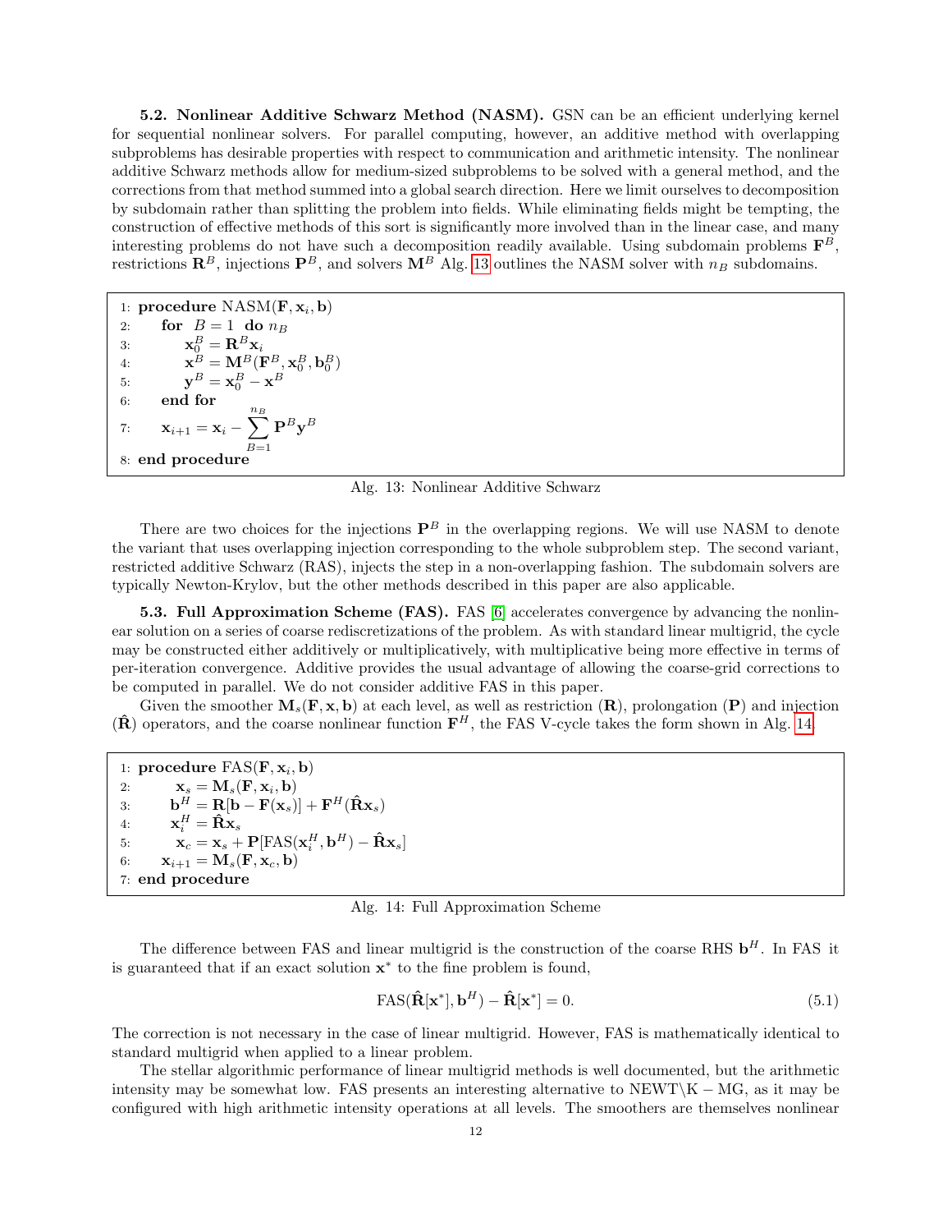**5.2. Nonlinear Additive Schwarz Method (NASM).** GSN can be an efficient underlying kernel for sequential nonlinear solvers. For parallel computing, however, an additive method with overlapping subproblems has desirable properties with respect to communication and arithmetic intensity. The nonlinear additive Schwarz methods allow for medium-sized subproblems to be solved with a general method, and the corrections from that method summed into a global search direction. Here we limit ourselves to decomposition by subdomain rather than splitting the problem into fields. While eliminating fields might be tempting, the construction of effective methods of this sort is significantly more involved than in the linear case, and many interesting problems do not have such a decomposition readily available. Using subdomain problems $\mathbf{F}^B$, restrictions $\mathbf{R}^B$, injections $\mathbf{P}^B$, and solvers $\mathbf{M}^B$ Alg. 13 outlines the NASM solver with $n_B$ subdomains.

```
1: procedure NASM(F, x_i, b)
2:     for B = 1 do n_B
3:         x_0^B = R^B x_i
4:         x^B = M^B(F^B, x_0^B, b_0^B)
5:         y^B = x_0^B − x^B
6:     end for
7:     x_{i+1} = x_i − Σ_{B=1}^{n_B} P^B y^B
8: end procedure
```

Alg. 13: Nonlinear Additive Schwarz

There are two choices for the injections $\mathbf{P}^B$ in the overlapping regions. We will use NASM to denote the variant that uses overlapping injection corresponding to the whole subproblem step. The second variant, restricted additive Schwarz (RAS), injects the step in a non-overlapping fashion. The subdomain solvers are typically Newton-Krylov, but the other methods described in this paper are also applicable.

**5.3. Full Approximation Scheme (FAS).** FAS [6] accelerates convergence by advancing the nonlinear solution on a series of coarse rediscretizations of the problem. As with standard linear multigrid, the cycle may be constructed either additively or multiplicatively, with multiplicative being more effective in terms of per-iteration convergence. Additive provides the usual advantage of allowing the coarse-grid corrections to be computed in parallel. We do not consider additive FAS in this paper.

Given the smoother $\mathbf{M}_s(\mathbf{F}, \mathbf{x}, \mathbf{b})$ at each level, as well as restriction ($\mathbf{R}$), prolongation ($\mathbf{P}$) and injection ($\hat{\mathbf{R}}$) operators, and the coarse nonlinear function $\mathbf{F}^H$, the FAS V-cycle takes the form shown in Alg. 14.

```
1: procedure FAS(F, x_i, b)
2:     x_s = M_s(F, x_i, b)
3:     b^H = R[b − F(x_s)] + F^H(R̂ x_s)
4:     x_i^H = R̂ x_s
5:     x_c = x_s + P[FAS(x_i^H, b^H) − R̂ x_s]
6:     x_{i+1} = M_s(F, x_c, b)
7: end procedure
```

Alg. 14: Full Approximation Scheme

The difference between FAS and linear multigrid is the construction of the coarse RHS $\mathbf{b}^H$. In FAS it is guaranteed that if an exact solution $\mathbf{x}^*$ to the fine problem is found,

$$\mathrm{FAS}(\hat{\mathbf{R}}[\mathbf{x}^*], \mathbf{b}^H) - \hat{\mathbf{R}}[\mathbf{x}^*] = 0. \tag{5.1}$$

The correction is not necessary in the case of linear multigrid. However, FAS is mathematically identical to standard multigrid when applied to a linear problem.

The stellar algorithmic performance of linear multigrid methods is well documented, but the arithmetic intensity may be somewhat low. FAS presents an interesting alternative to $\mathrm{NEWT}\backslash\mathrm{K}-\mathrm{MG}$, as it may be configured with high arithmetic intensity operations at all levels. The smoothers are themselves nonlinear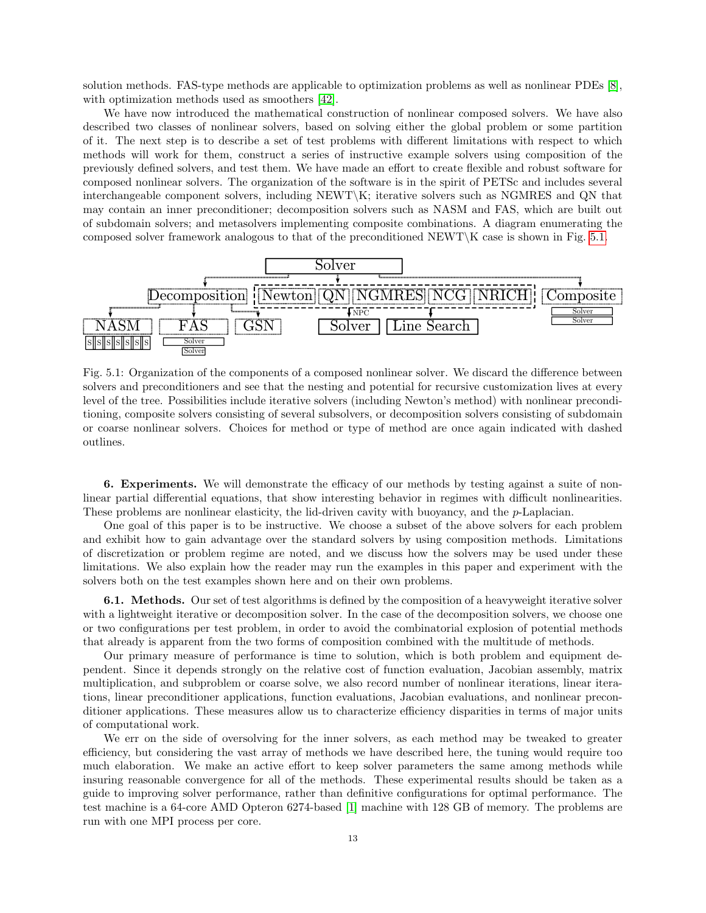solution methods. FAS-type methods are applicable to optimization problems as well as nonlinear PDEs [8], with optimization methods used as smoothers [42].

We have now introduced the mathematical construction of nonlinear composed solvers. We have also described two classes of nonlinear solvers, based on solving either the global problem or some partition of it. The next step is to describe a set of test problems with different limitations with respect to which methods will work for them, construct a series of instructive example solvers using composition of the previously defined solvers, and test them. We have made an effort to create flexible and robust software for composed nonlinear solvers. The organization of the software is in the spirit of PETSc and includes several interchangeable component solvers, including NEWT\K; iterative solvers such as NGMRES and QN that may contain an inner preconditioner; decomposition solvers such as NASM and FAS, which are built out of subdomain solvers; and metasolvers implementing composite combinations. A diagram enumerating the composed solver framework analogous to that of the preconditioned NEWT\K case is shown in Fig. 5.1.

Fig. 5.1: Organization of the components of a composed nonlinear solver. We discard the difference between solvers and preconditioners and see that the nesting and potential for recursive customization lives at every level of the tree. Possibilities include iterative solvers (including Newton's method) with nonlinear preconditioning, composite solvers consisting of several subsolvers, or decomposition solvers consisting of subdomain or coarse nonlinear solvers. Choices for method or type of method are once again indicated with dashed outlines.

**6. Experiments.** We will demonstrate the efficacy of our methods by testing against a suite of nonlinear partial differential equations, that show interesting behavior in regimes with difficult nonlinearities. These problems are nonlinear elasticity, the lid-driven cavity with buoyancy, and the $p$-Laplacian.

One goal of this paper is to be instructive. We choose a subset of the above solvers for each problem and exhibit how to gain advantage over the standard solvers by using composition methods. Limitations of discretization or problem regime are noted, and we discuss how the solvers may be used under these limitations. We also explain how the reader may run the examples in this paper and experiment with the solvers both on the test examples shown here and on their own problems.

**6.1. Methods.** Our set of test algorithms is defined by the composition of a heavyweight iterative solver with a lightweight iterative or decomposition solver. In the case of the decomposition solvers, we choose one or two configurations per test problem, in order to avoid the combinatorial explosion of potential methods that already is apparent from the two forms of composition combined with the multitude of methods.

Our primary measure of performance is time to solution, which is both problem and equipment dependent. Since it depends strongly on the relative cost of function evaluation, Jacobian assembly, matrix multiplication, and subproblem or coarse solve, we also record number of nonlinear iterations, linear iterations, linear preconditioner applications, function evaluations, Jacobian evaluations, and nonlinear preconditioner applications. These measures allow us to characterize efficiency disparities in terms of major units of computational work.

We err on the side of oversolving for the inner solvers, as each method may be tweaked to greater efficiency, but considering the vast array of methods we have described here, the tuning would require too much elaboration. We make an active effort to keep solver parameters the same among methods while insuring reasonable convergence for all of the methods. These experimental results should be taken as a guide to improving solver performance, rather than definitive configurations for optimal performance. The test machine is a 64-core AMD Opteron 6274-based [1] machine with 128 GB of memory. The problems are run with one MPI process per core.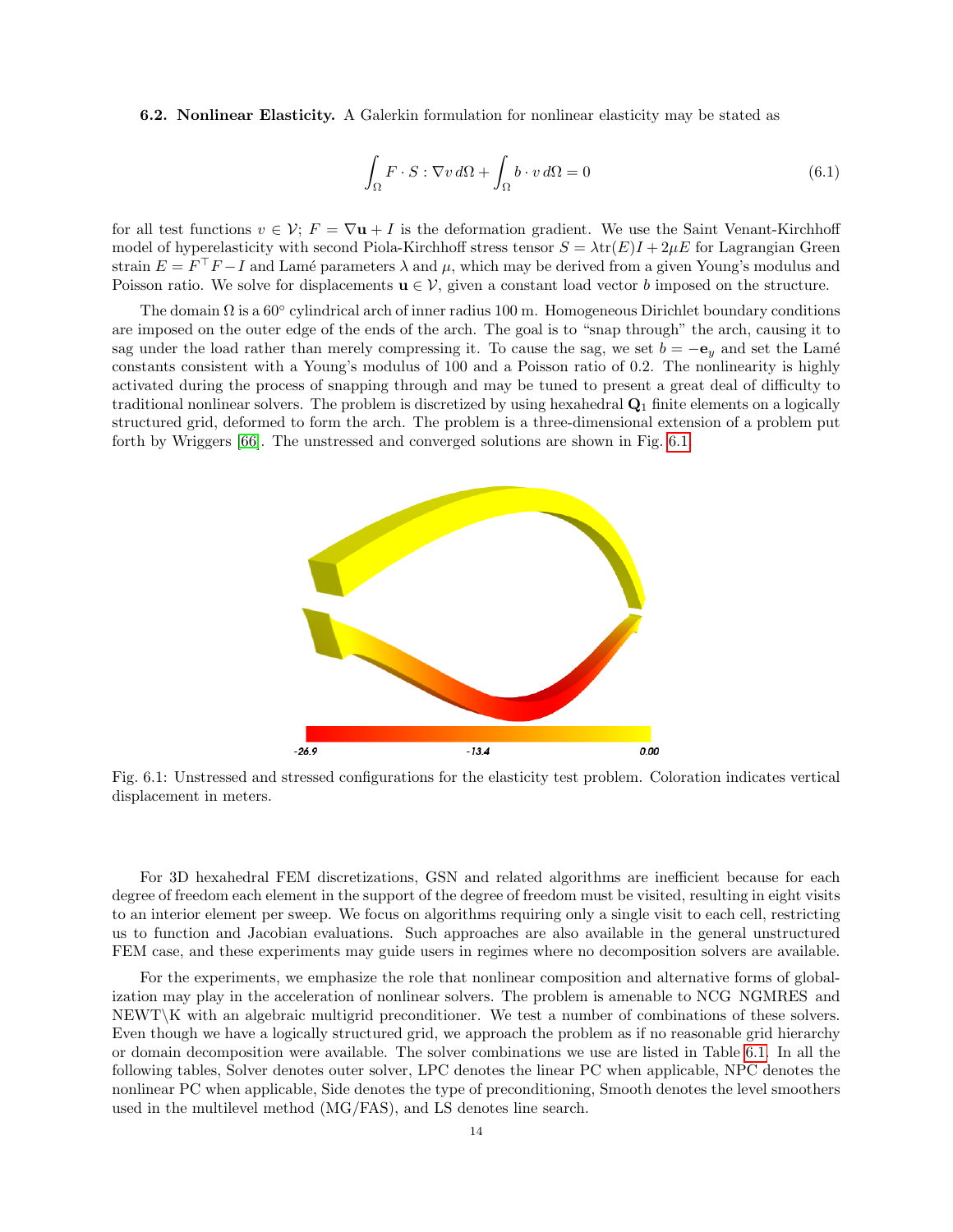**6.2. Nonlinear Elasticity.** A Galerkin formulation for nonlinear elasticity may be stated as

$$\int_\Omega F \cdot S : \nabla v \, d\Omega + \int_\Omega b \cdot v \, d\Omega = 0 \tag{6.1}$$

for all test functions $v \in \mathcal{V}$; $F = \nabla \mathbf{u} + I$ is the deformation gradient. We use the Saint Venant-Kirchhoff model of hyperelasticity with second Piola-Kirchhoff stress tensor $S = \lambda \text{tr}(E)I + 2\mu E$ for Lagrangian Green strain $E = F^\top F - I$ and Lamé parameters $\lambda$ and $\mu$, which may be derived from a given Young's modulus and Poisson ratio. We solve for displacements $\mathbf{u} \in \mathcal{V}$, given a constant load vector $b$ imposed on the structure.

The domain $\Omega$ is a 60° cylindrical arch of inner radius 100 m. Homogeneous Dirichlet boundary conditions are imposed on the outer edge of the ends of the arch. The goal is to "snap through" the arch, causing it to sag under the load rather than merely compressing it. To cause the sag, we set $b = -\mathbf{e}_y$ and set the Lamé constants consistent with a Young's modulus of 100 and a Poisson ratio of 0.2. The nonlinearity is highly activated during the process of snapping through and may be tuned to present a great deal of difficulty to traditional nonlinear solvers. The problem is discretized by using hexahedral $\mathbf{Q}_1$ finite elements on a logically structured grid, deformed to form the arch. The problem is a three-dimensional extension of a problem put forth by Wriggers [66]. The unstressed and converged solutions are shown in Fig. 6.1.

-26.9 -13.4 0.00

Fig. 6.1: Unstressed and stressed configurations for the elasticity test problem. Coloration indicates vertical displacement in meters.

For 3D hexahedral FEM discretizations, GSN and related algorithms are inefficient because for each degree of freedom each element in the support of the degree of freedom must be visited, resulting in eight visits to an interior element per sweep. We focus on algorithms requiring only a single visit to each cell, restricting us to function and Jacobian evaluations. Such approaches are also available in the general unstructured FEM case, and these experiments may guide users in regimes where no decomposition solvers are available.

For the experiments, we emphasize the role that nonlinear composition and alternative forms of globalization may play in the acceleration of nonlinear solvers. The problem is amenable to NCG NGMRES and NEWT\K with an algebraic multigrid preconditioner. We test a number of combinations of these solvers. Even though we have a logically structured grid, we approach the problem as if no reasonable grid hierarchy or domain decomposition were available. The solver combinations we use are listed in Table 6.1. In all the following tables, Solver denotes outer solver, LPC denotes the linear PC when applicable, NPC denotes the nonlinear PC when applicable, Side denotes the type of preconditioning, Smooth denotes the level smoothers used in the multilevel method (MG/FAS), and LS denotes line search.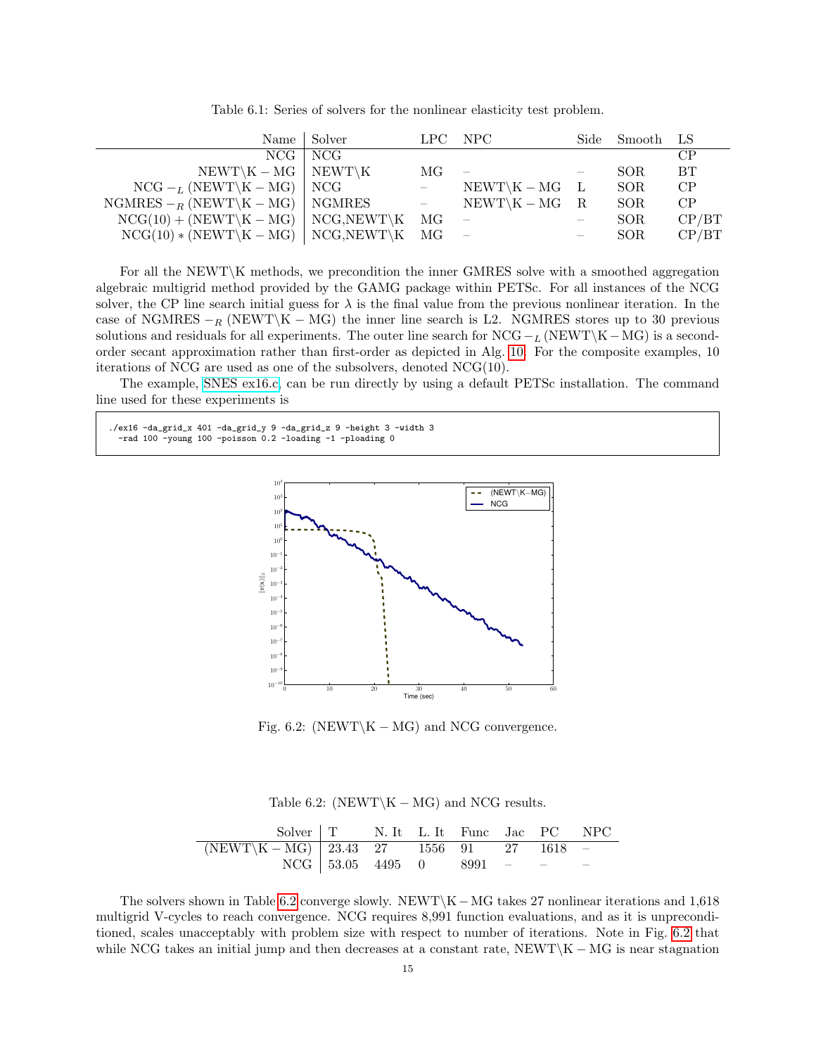Table 6.1: Series of solvers for the nonlinear elasticity test problem.

| Name | Solver | LPC | NPC | Side | Smooth | LS |
|---|---|---|---|---|---|---|
| NCG | NCG | | | | | CP |
| NEWT\K − MG | NEWT\K | MG | – | – | SOR | BT |
| NCG $-_L$ (NEWT\K − MG) | NCG | – | NEWT\K − MG | L | SOR | CP |
| NGMRES $-_R$ (NEWT\K − MG) | NGMRES | – | NEWT\K − MG | R | SOR | CP |
| NCG(10) + (NEWT\K − MG) | NCG,NEWT\K | MG | – | – | SOR | CP/BT |
| NCG(10) ∗ (NEWT\K − MG) | NCG,NEWT\K | MG | – | – | SOR | CP/BT |

For all the NEWT\K methods, we precondition the inner GMRES solve with a smoothed aggregation algebraic multigrid method provided by the GAMG package within PETSc. For all instances of the NCG solver, the CP line search initial guess for $\lambda$ is the final value from the previous nonlinear iteration. In the case of NGMRES $-_R$ (NEWT\K − MG) the inner line search is L2. NGMRES stores up to 30 previous solutions and residuals for all experiments. The outer line search for NCG $-_L$ (NEWT\K − MG) is a second-order secant approximation rather than first-order as depicted in Alg. 10. For the composite examples, 10 iterations of NCG are used as one of the subsolvers, denoted NCG(10).

The example, SNES ex16.c, can be run directly by using a default PETSc installation. The command line used for these experiments is

```
./ex16 -da_grid_x 401 -da_grid_y 9 -da_grid_z 9 -height 3 -width 3
  -rad 100 -young 100 -poisson 0.2 -loading -1 -ploading 0
```

Fig. 6.2: (NEWT\K − MG) and NCG convergence.

Table 6.2: (NEWT\K − MG) and NCG results.

| Solver | T | N. It | L. It | Func | Jac | PC | NPC |
|---|---|---|---|---|---|---|---|
| (NEWT\K − MG) | 23.43 | 27 | 1556 | 91 | 27 | 1618 | – |
| NCG | 53.05 | 4495 | 0 | 8991 | – | – | – |

The solvers shown in Table 6.2 converge slowly. NEWT\K − MG takes 27 nonlinear iterations and 1,618 multigrid V-cycles to reach convergence. NCG requires 8,991 function evaluations, and as it is unpreconditioned, scales unacceptably with problem size with respect to number of iterations. Note in Fig. 6.2 that while NCG takes an initial jump and then decreases at a constant rate, NEWT\K − MG is near stagnation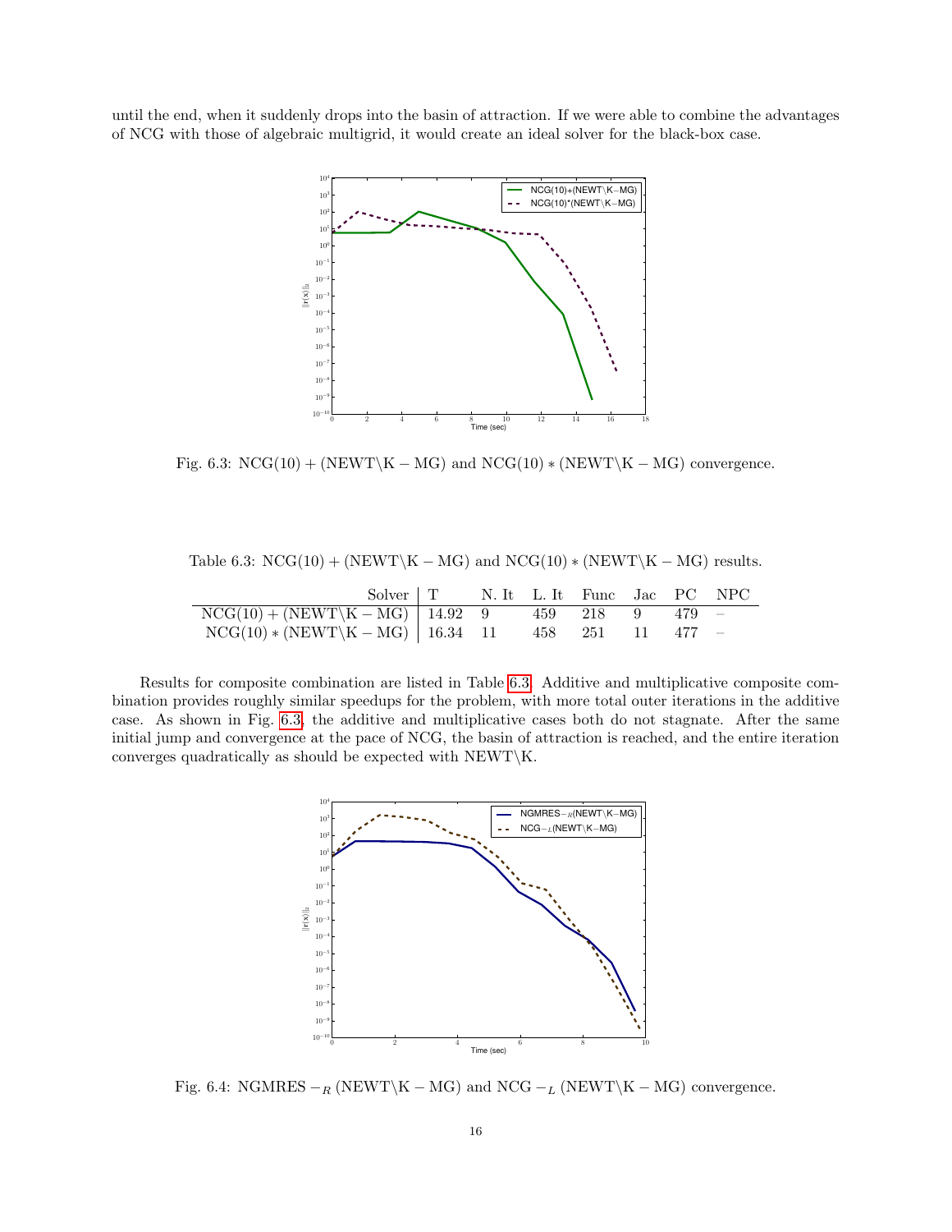until the end, when it suddenly drops into the basin of attraction. If we were able to combine the advantages of NCG with those of algebraic multigrid, it would create an ideal solver for the black-box case.

Fig. 6.3: $\mathrm{NCG}(10) + (\mathrm{NEWT}\backslash\mathrm{K} - \mathrm{MG})$ and $\mathrm{NCG}(10) * (\mathrm{NEWT}\backslash\mathrm{K} - \mathrm{MG})$ convergence.

Table 6.3: $\mathrm{NCG}(10) + (\mathrm{NEWT}\backslash\mathrm{K} - \mathrm{MG})$ and $\mathrm{NCG}(10) * (\mathrm{NEWT}\backslash\mathrm{K} - \mathrm{MG})$ results.

| Solver | T | N. It | L. It | Func | Jac | PC | NPC |
|---|---|---|---|---|---|---|---|
| $\mathrm{NCG}(10) + (\mathrm{NEWT}\backslash\mathrm{K} - \mathrm{MG})$ | 14.92 | 9 | 459 | 218 | 9 | 479 | – |
| $\mathrm{NCG}(10) * (\mathrm{NEWT}\backslash\mathrm{K} - \mathrm{MG})$ | 16.34 | 11 | 458 | 251 | 11 | 477 | – |

Results for composite combination are listed in Table 6.3. Additive and multiplicative composite combination provides roughly similar speedups for the problem, with more total outer iterations in the additive case. As shown in Fig. 6.3, the additive and multiplicative cases both do not stagnate. After the same initial jump and convergence at the pace of NCG, the basin of attraction is reached, and the entire iteration converges quadratically as should be expected with NEWT\K.

Fig. 6.4: $\mathrm{NGMRES} -_R (\mathrm{NEWT}\backslash\mathrm{K} - \mathrm{MG})$ and $\mathrm{NCG} -_L (\mathrm{NEWT}\backslash\mathrm{K} - \mathrm{MG})$ convergence.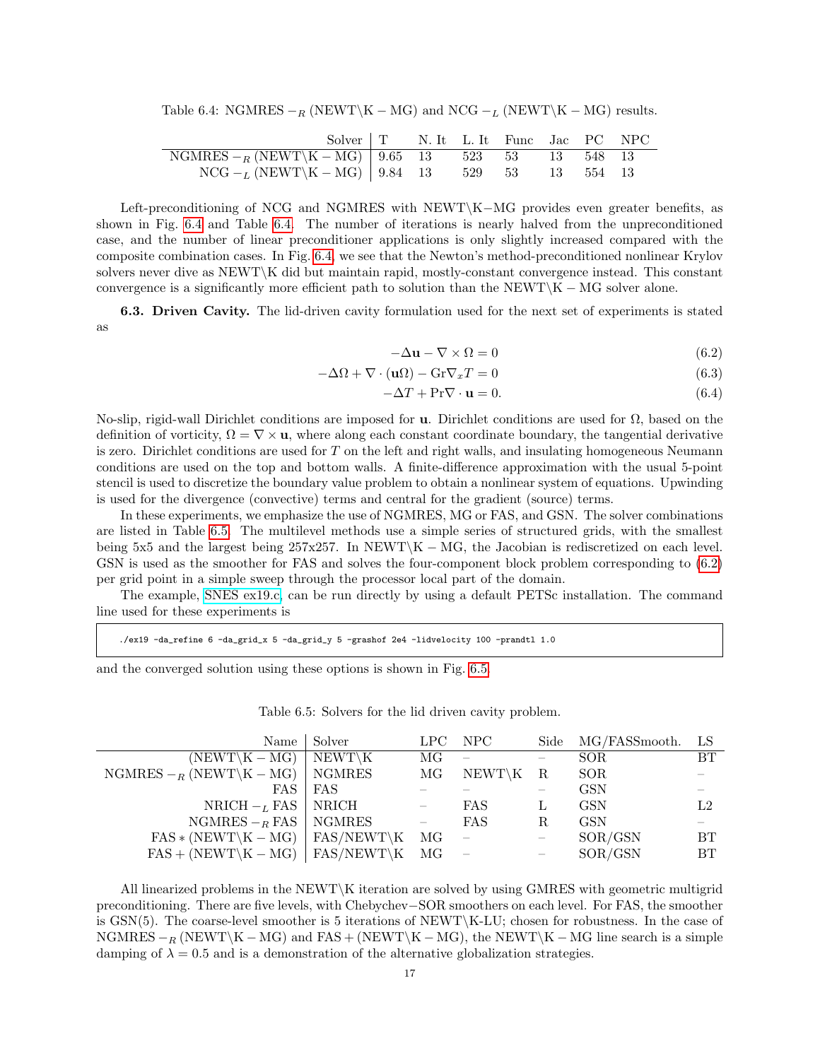Table 6.4: NGMRES $-_R$ (NEWT\K $-$ MG) and NCG $-_L$ (NEWT\K $-$ MG) results.

| Solver | T | N. It | L. It | Func | Jac | PC | NPC |
|---|---|---|---|---|---|---|---|
| NGMRES $-_R$ (NEWT\K $-$ MG) | 9.65 | 13 | 523 | 53 | 13 | 548 | 13 |
| NCG $-_L$ (NEWT\K $-$ MG) | 9.84 | 13 | 529 | 53 | 13 | 554 | 13 |

Left-preconditioning of NCG and NGMRES with NEWT\K$-$MG provides even greater benefits, as shown in Fig. 6.4 and Table 6.4. The number of iterations is nearly halved from the unpreconditioned case, and the number of linear preconditioner applications is only slightly increased compared with the composite combination cases. In Fig. 6.4, we see that the Newton's method-preconditioned nonlinear Krylov solvers never dive as NEWT\K did but maintain rapid, mostly-constant convergence instead. This constant convergence is a significantly more efficient path to solution than the NEWT\K $-$ MG solver alone.

**6.3. Driven Cavity.** The lid-driven cavity formulation used for the next set of experiments is stated as

$$-\Delta \mathbf{u} - \nabla \times \Omega = 0 \tag{6.2}$$

$$-\Delta \Omega + \nabla \cdot (\mathbf{u}\Omega) - \mathrm{Gr}\nabla_x T = 0 \tag{6.3}$$

$$-\Delta T + \mathrm{Pr}\nabla \cdot \mathbf{u} = 0. \tag{6.4}$$

No-slip, rigid-wall Dirichlet conditions are imposed for $\mathbf{u}$. Dirichlet conditions are used for $\Omega$, based on the definition of vorticity, $\Omega = \nabla \times \mathbf{u}$, where along each constant coordinate boundary, the tangential derivative is zero. Dirichlet conditions are used for $T$ on the left and right walls, and insulating homogeneous Neumann conditions are used on the top and bottom walls. A finite-difference approximation with the usual 5-point stencil is used to discretize the boundary value problem to obtain a nonlinear system of equations. Upwinding is used for the divergence (convective) terms and central for the gradient (source) terms.

In these experiments, we emphasize the use of NGMRES, MG or FAS, and GSN. The solver combinations are listed in Table 6.5. The multilevel methods use a simple series of structured grids, with the smallest being 5x5 and the largest being 257x257. In NEWT\K $-$ MG, the Jacobian is rediscretized on each level. GSN is used as the smoother for FAS and solves the four-component block problem corresponding to (6.2) per grid point in a simple sweep through the processor local part of the domain.

The example, SNES ex19.c, can be run directly by using a default PETSc installation. The command line used for these experiments is

```
./ex19 -da_refine 6 -da_grid_x 5 -da_grid_y 5 -grashof 2e4 -lidvelocity 100 -prandtl 1.0
```

and the converged solution using these options is shown in Fig. 6.5.

Table 6.5: Solvers for the lid driven cavity problem.

| Name | Solver | LPC | NPC | Side | MG/FASSmooth. | LS |
|---|---|---|---|---|---|---|
| (NEWT\K $-$ MG) | NEWT\K | MG | – | – | SOR | BT |
| NGMRES $-_R$ (NEWT\K $-$ MG) | NGMRES | MG | NEWT\K | R | SOR | – |
| FAS | FAS | – | – | – | GSN | – |
| NRICH $-_L$ FAS | NRICH | – | FAS | L | GSN | L2 |
| NGMRES $-_R$ FAS | NGMRES | – | FAS | R | GSN | – |
| FAS $*$ (NEWT\K $-$ MG) | FAS/NEWT\K | MG | – | – | SOR/GSN | BT |
| FAS $+$ (NEWT\K $-$ MG) | FAS/NEWT\K | MG | – | – | SOR/GSN | BT |

All linearized problems in the NEWT\K iteration are solved by using GMRES with geometric multigrid preconditioning. There are five levels, with Chebychev$-$SOR smoothers on each level. For FAS, the smoother is GSN(5). The coarse-level smoother is 5 iterations of NEWT\K-LU; chosen for robustness. In the case of NGMRES $-_R$ (NEWT\K $-$ MG) and FAS $+$ (NEWT\K $-$ MG), the NEWT\K $-$ MG line search is a simple damping of $\lambda = 0.5$ and is a demonstration of the alternative globalization strategies.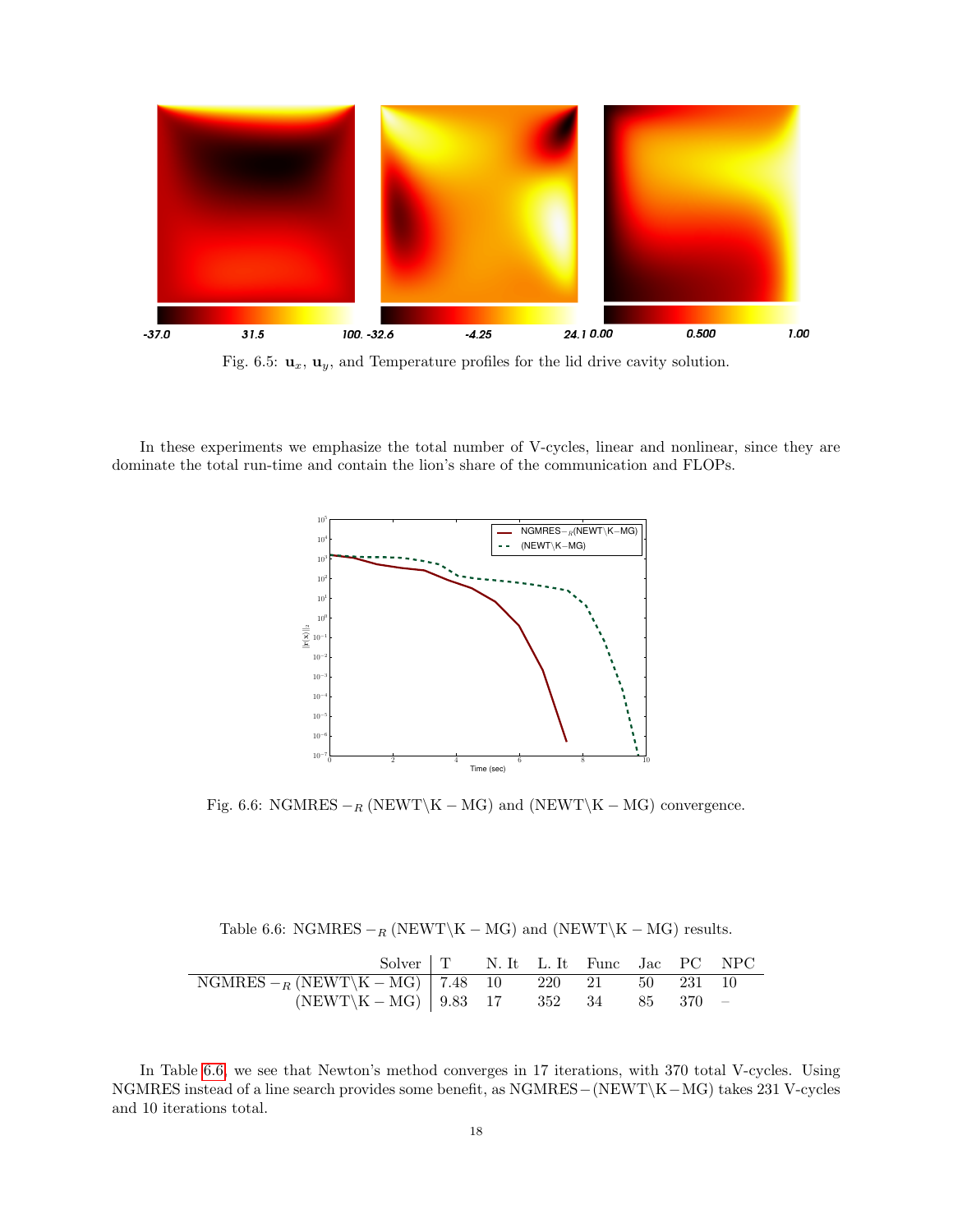Fig. 6.5: $\mathbf{u}_x$, $\mathbf{u}_y$, and Temperature profiles for the lid drive cavity solution.

In these experiments we emphasize the total number of V-cycles, linear and nonlinear, since they are dominate the total run-time and contain the lion's share of the communication and FLOPs.

Fig. 6.6: NGMRES $-_R$ (NEWT\K $-$ MG) and (NEWT\K $-$ MG) convergence.

Table 6.6: NGMRES $-_R$ (NEWT\K $-$ MG) and (NEWT\K $-$ MG) results.

| Solver | T | N. It | L. It | Func | Jac | PC | NPC |
|---|---|---|---|---|---|---|---|
| NGMRES $-_R$ (NEWT\K $-$ MG) | 7.48 | 10 | 220 | 21 | 50 | 231 | 10 |
| (NEWT\K $-$ MG) | 9.83 | 17 | 352 | 34 | 85 | 370 | – |

In Table 6.6, we see that Newton's method converges in 17 iterations, with 370 total V-cycles. Using NGMRES instead of a line search provides some benefit, as NGMRES$-$(NEWT\K$-$MG) takes 231 V-cycles and 10 iterations total.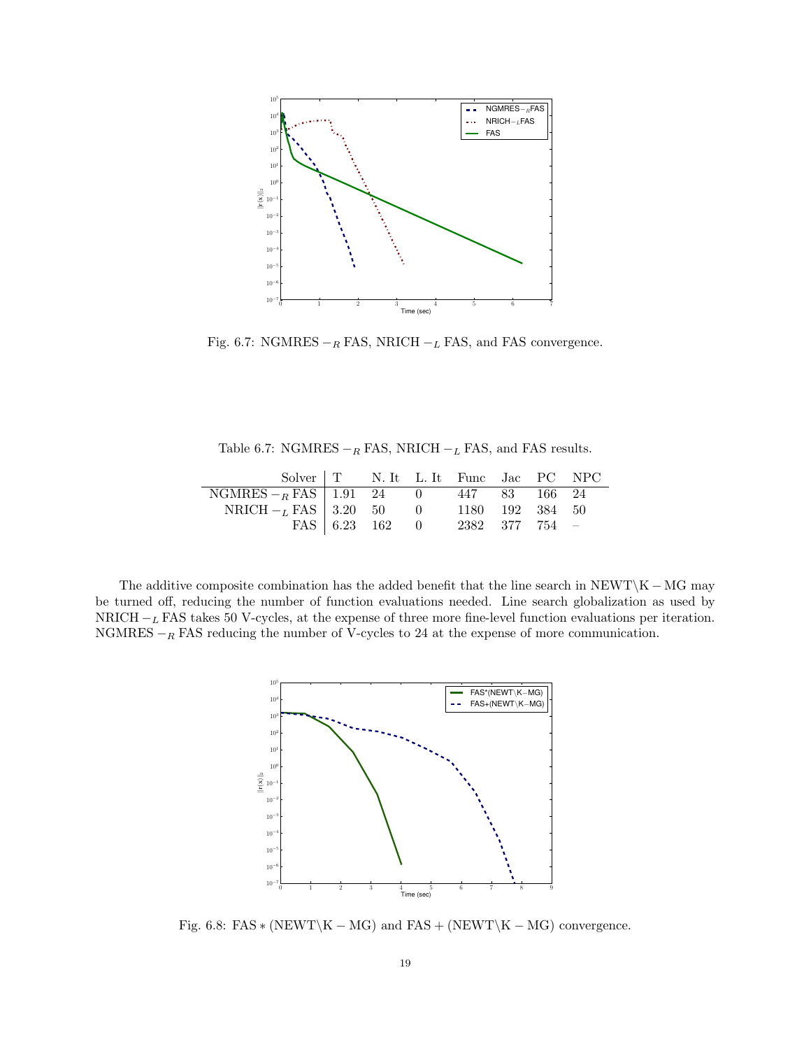Fig. 6.7: NGMRES $-_R$ FAS, NRICH $-_L$ FAS, and FAS convergence.

Table 6.7: NGMRES $-_R$ FAS, NRICH $-_L$ FAS, and FAS results.

| Solver | T | N. It | L. It | Func | Jac | PC | NPC |
|---|---|---|---|---|---|---|---|
| NGMRES $-_R$ FAS | 1.91 | 24 | 0 | 447 | 83 | 166 | 24 |
| NRICH $-_L$ FAS | 3.20 | 50 | 0 | 1180 | 192 | 384 | 50 |
| FAS | 6.23 | 162 | 0 | 2382 | 377 | 754 | – |

The additive composite combination has the added benefit that the line search in NEWT\K $-$ MG may be turned off, reducing the number of function evaluations needed. Line search globalization as used by NRICH $-_L$ FAS takes 50 V-cycles, at the expense of three more fine-level function evaluations per iteration. NGMRES $-_R$ FAS reducing the number of V-cycles to 24 at the expense of more communication.

Fig. 6.8: FAS $*$ (NEWT\K $-$ MG) and FAS $+$ (NEWT\K $-$ MG) convergence.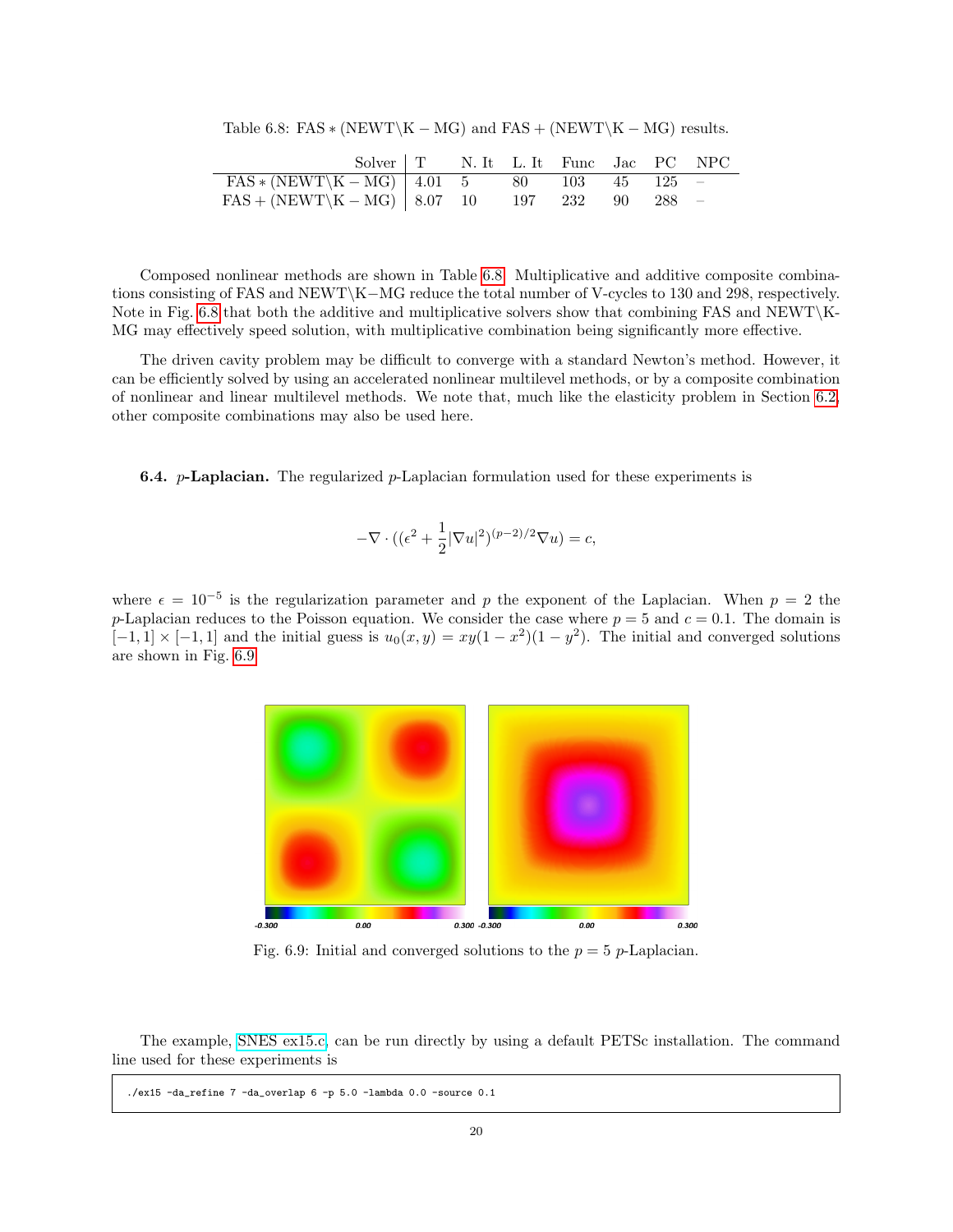Table 6.8: $\mathrm{FAS} * (\mathrm{NEWT}\backslash\mathrm{K}-\mathrm{MG})$ and $\mathrm{FAS} + (\mathrm{NEWT}\backslash\mathrm{K}-\mathrm{MG})$ results.

| Solver | T | N. It | L. It | Func | Jac | PC | NPC |
|---|---|---|---|---|---|---|---|
| $\mathrm{FAS} * (\mathrm{NEWT}\backslash\mathrm{K}-\mathrm{MG})$ | 4.01 | 5 | 80 | 103 | 45 | 125 | – |
| $\mathrm{FAS} + (\mathrm{NEWT}\backslash\mathrm{K}-\mathrm{MG})$ | 8.07 | 10 | 197 | 232 | 90 | 288 | – |

Composed nonlinear methods are shown in Table 6.8. Multiplicative and additive composite combinations consisting of FAS and NEWT\K−MG reduce the total number of V-cycles to 130 and 298, respectively. Note in Fig. 6.8 that both the additive and multiplicative solvers show that combining FAS and NEWT\K-MG may effectively speed solution, with multiplicative combination being significantly more effective.

The driven cavity problem may be difficult to converge with a standard Newton's method. However, it can be efficiently solved by using an accelerated nonlinear multilevel methods, or by a composite combination of nonlinear and linear multilevel methods. We note that, much like the elasticity problem in Section 6.2, other composite combinations may also be used here.

**6.4. *p*-Laplacian.** The regularized $p$-Laplacian formulation used for these experiments is

$$-\nabla \cdot ((\epsilon^2 + \frac{1}{2}|\nabla u|^2)^{(p-2)/2}\nabla u) = c,$$

where $\epsilon = 10^{-5}$ is the regularization parameter and $p$ the exponent of the Laplacian. When $p = 2$ the $p$-Laplacian reduces to the Poisson equation. We consider the case where $p = 5$ and $c = 0.1$. The domain is $[-1, 1] \times [-1, 1]$ and the initial guess is $u_0(x, y) = xy(1 - x^2)(1 - y^2)$. The initial and converged solutions are shown in Fig. 6.9.

Fig. 6.9: Initial and converged solutions to the $p = 5$ $p$-Laplacian.

The example, SNES ex15.c, can be run directly by using a default PETSc installation. The command line used for these experiments is

```
./ex15 -da_refine 7 -da_overlap 6 -p 5.0 -lambda 0.0 -source 0.1
```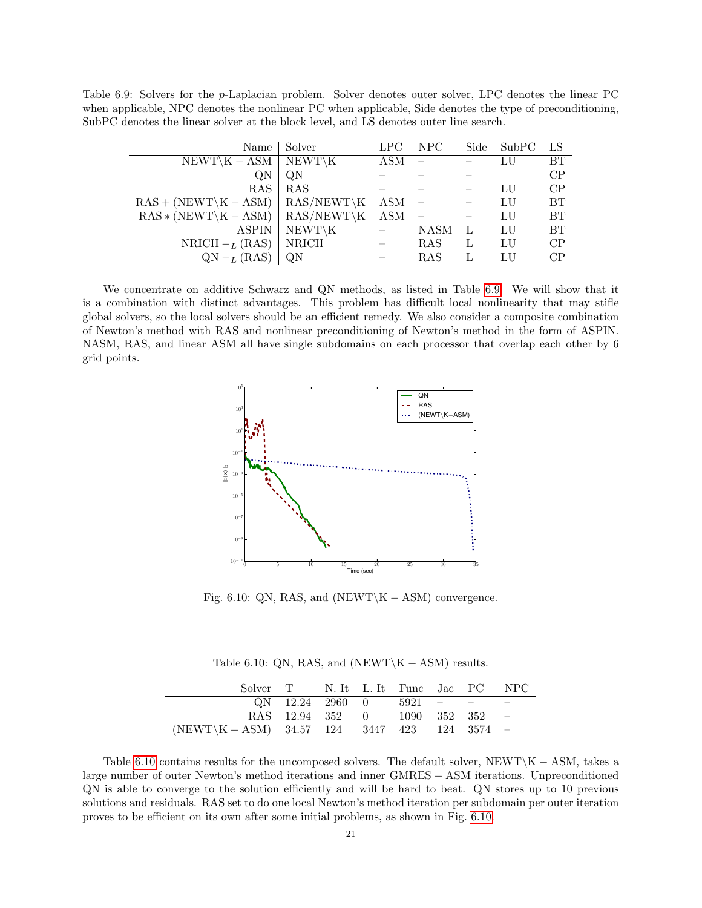Table 6.9: Solvers for the $p$-Laplacian problem. Solver denotes outer solver, LPC denotes the linear PC when applicable, NPC denotes the nonlinear PC when applicable, Side denotes the type of preconditioning, SubPC denotes the linear solver at the block level, and LS denotes outer line search.

| Name | Solver | LPC | NPC | Side | SubPC | LS |
|---:|---|---|---|---|---|---|
| $\mathrm{NEWT\backslash K-ASM}$ | NEWT\K | ASM | – | – | LU | BT |
| QN | QN | – | – | – |  | CP |
| RAS | RAS | – | – | – | LU | CP |
| $\mathrm{RAS + (NEWT\backslash K - ASM)}$ | RAS/NEWT\K | ASM | – | – | LU | BT |
| $\mathrm{RAS * (NEWT\backslash K - ASM)}$ | RAS/NEWT\K | ASM | – | – | LU | BT |
| ASPIN | NEWT\K | – | NASM | L | LU | BT |
| $\mathrm{NRICH} -_L \mathrm{(RAS)}$ | NRICH | – | RAS | L | LU | CP |
| $\mathrm{QN} -_L \mathrm{(RAS)}$ | QN | – | RAS | L | LU | CP |

We concentrate on additive Schwarz and QN methods, as listed in Table 6.9. We will show that it is a combination with distinct advantages. This problem has difficult local nonlinearity that may stifle global solvers, so the local solvers should be an efficient remedy. We also consider a composite combination of Newton's method with RAS and nonlinear preconditioning of Newton's method in the form of ASPIN. NASM, RAS, and linear ASM all have single subdomains on each processor that overlap each other by 6 grid points.

Fig. 6.10: QN, RAS, and $\mathrm{(NEWT\backslash K - ASM)}$ convergence.

Table 6.10: QN, RAS, and $\mathrm{(NEWT\backslash K - ASM)}$ results.

| Solver | T | N. It | L. It | Func | Jac | PC | NPC |
|---:|---|---|---|---|---|---|---|
| QN | 12.24 | 2960 | 0 | 5921 | – | – | – |
| RAS | 12.94 | 352 | 0 | 1090 | 352 | 352 | – |
| $\mathrm{(NEWT\backslash K - ASM)}$ | 34.57 | 124 | 3447 | 423 | 124 | 3574 | – |

Table 6.10 contains results for the uncomposed solvers. The default solver, $\mathrm{NEWT\backslash K - ASM}$, takes a large number of outer Newton's method iterations and inner $\mathrm{GMRES - ASM}$ iterations. Unpreconditioned QN is able to converge to the solution efficiently and will be hard to beat. QN stores up to 10 previous solutions and residuals. RAS set to do one local Newton's method iteration per subdomain per outer iteration proves to be efficient on its own after some initial problems, as shown in Fig. 6.10.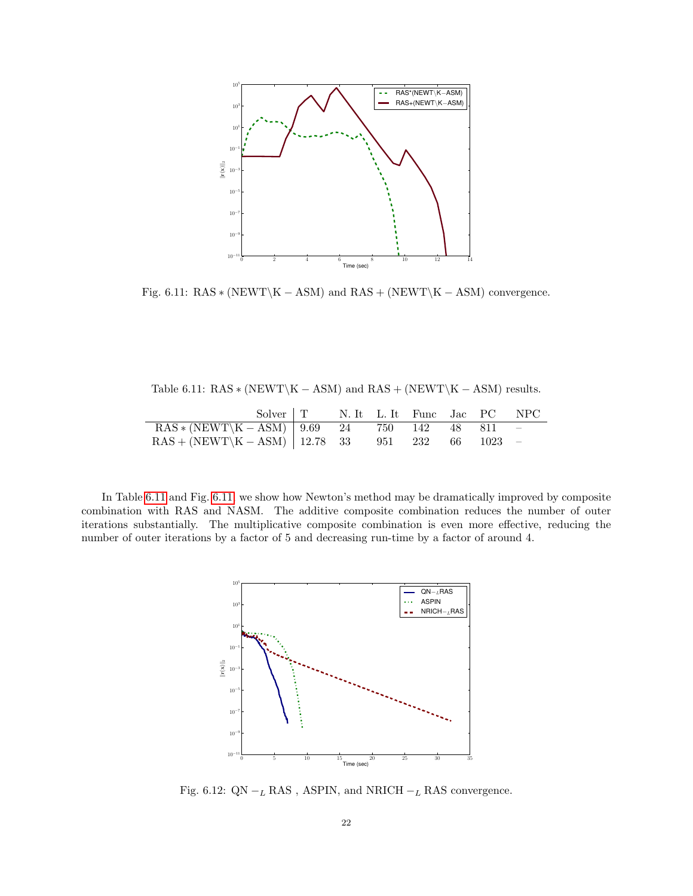Fig. 6.11: $\mathrm{RAS} * (\mathrm{NEWT}\backslash\mathrm{K}-\mathrm{ASM})$ and $\mathrm{RAS} + (\mathrm{NEWT}\backslash\mathrm{K}-\mathrm{ASM})$ convergence.

Table 6.11: $\mathrm{RAS} * (\mathrm{NEWT}\backslash\mathrm{K}-\mathrm{ASM})$ and $\mathrm{RAS} + (\mathrm{NEWT}\backslash\mathrm{K}-\mathrm{ASM})$ results.

| Solver | T | N. It | L. It | Func | Jac | PC | NPC |
|---|---|---|---|---|---|---|---|
| $\mathrm{RAS} * (\mathrm{NEWT}\backslash\mathrm{K}-\mathrm{ASM})$ | 9.69 | 24 | 750 | 142 | 48 | 811 | – |
| $\mathrm{RAS} + (\mathrm{NEWT}\backslash\mathrm{K}-\mathrm{ASM})$ | 12.78 | 33 | 951 | 232 | 66 | 1023 | – |

In Table 6.11 and Fig. 6.11, we show how Newton's method may be dramatically improved by composite combination with RAS and NASM. The additive composite combination reduces the number of outer iterations substantially. The multiplicative composite combination is even more effective, reducing the number of outer iterations by a factor of 5 and decreasing run-time by a factor of around 4.

Fig. 6.12: $\mathrm{QN} -_L \mathrm{RAS}$ , ASPIN, and $\mathrm{NRICH} -_L \mathrm{RAS}$ convergence.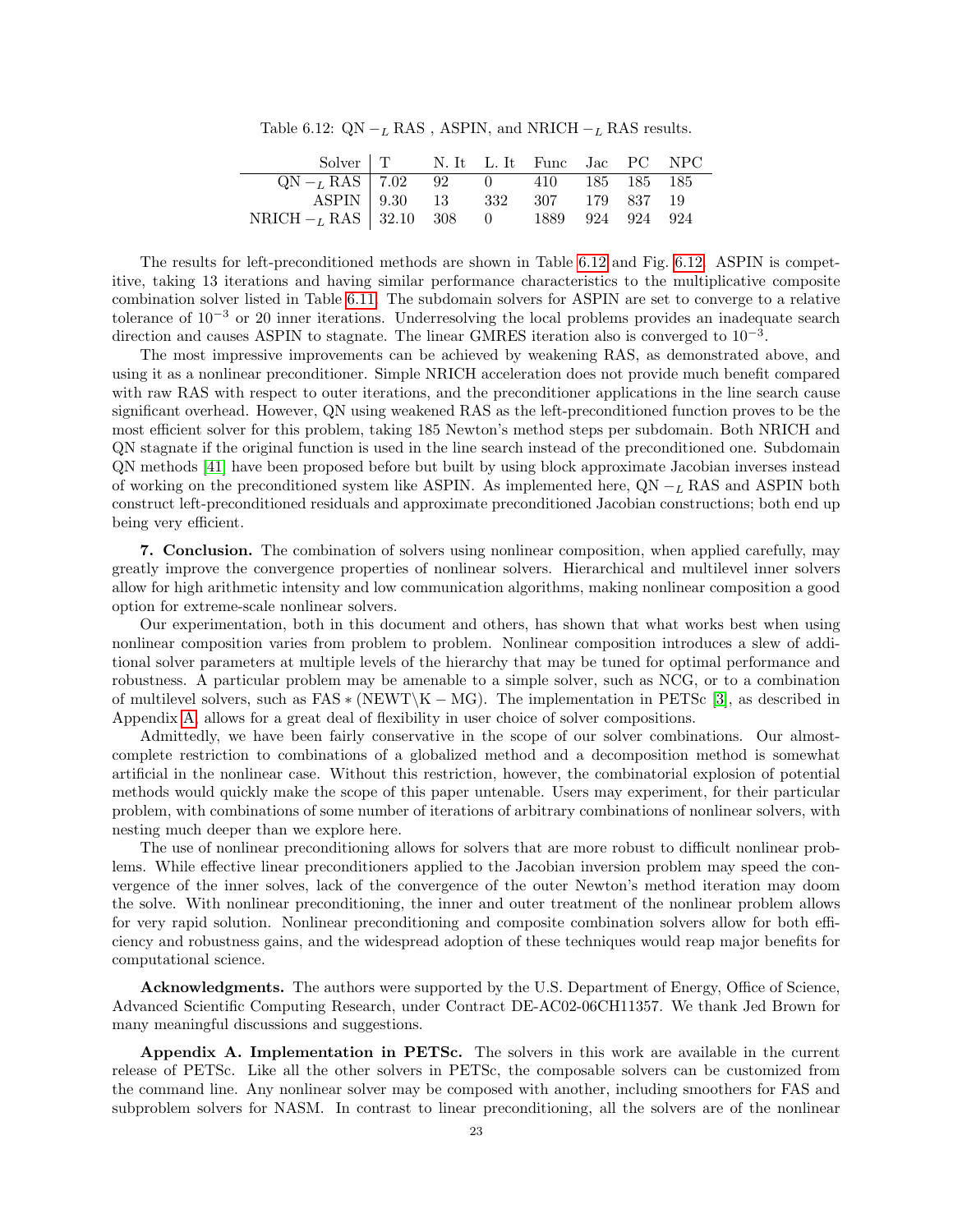Table 6.12: $\mathrm{QN} -_L \mathrm{RAS}$ , ASPIN, and $\mathrm{NRICH} -_L \mathrm{RAS}$ results.

| Solver | T | N. It | L. It | Func | Jac | PC | NPC |
|---|---|---|---|---|---|---|---|
| $\mathrm{QN} -_L \mathrm{RAS}$ | 7.02 | 92 | 0 | 410 | 185 | 185 | 185 |
| ASPIN | 9.30 | 13 | 332 | 307 | 179 | 837 | 19 |
| $\mathrm{NRICH} -_L \mathrm{RAS}$ | 32.10 | 308 | 0 | 1889 | 924 | 924 | 924 |

The results for left-preconditioned methods are shown in Table 6.12 and Fig. 6.12. ASPIN is competitive, taking 13 iterations and having similar performance characteristics to the multiplicative composite combination solver listed in Table 6.11. The subdomain solvers for ASPIN are set to converge to a relative tolerance of $10^{-3}$ or 20 inner iterations. Underresolving the local problems provides an inadequate search direction and causes ASPIN to stagnate. The linear GMRES iteration also is converged to $10^{-3}$.

The most impressive improvements can be achieved by weakening RAS, as demonstrated above, and using it as a nonlinear preconditioner. Simple NRICH acceleration does not provide much benefit compared with raw RAS with respect to outer iterations, and the preconditioner applications in the line search cause significant overhead. However, QN using weakened RAS as the left-preconditioned function proves to be the most efficient solver for this problem, taking 185 Newton's method steps per subdomain. Both NRICH and QN stagnate if the original function is used in the line search instead of the preconditioned one. Subdomain QN methods [41] have been proposed before but built by using block approximate Jacobian inverses instead of working on the preconditioned system like ASPIN. As implemented here, $\mathrm{QN} -_L \mathrm{RAS}$ and ASPIN both construct left-preconditioned residuals and approximate preconditioned Jacobian constructions; both end up being very efficient.

**7. Conclusion.** The combination of solvers using nonlinear composition, when applied carefully, may greatly improve the convergence properties of nonlinear solvers. Hierarchical and multilevel inner solvers allow for high arithmetic intensity and low communication algorithms, making nonlinear composition a good option for extreme-scale nonlinear solvers.

Our experimentation, both in this document and others, has shown that what works best when using nonlinear composition varies from problem to problem. Nonlinear composition introduces a slew of additional solver parameters at multiple levels of the hierarchy that may be tuned for optimal performance and robustness. A particular problem may be amenable to a simple solver, such as NCG, or to a combination of multilevel solvers, such as $\mathrm{FAS} * (\mathrm{NEWT} \backslash \mathrm{K} - \mathrm{MG})$. The implementation in PETSc [3], as described in Appendix A, allows for a great deal of flexibility in user choice of solver compositions.

Admittedly, we have been fairly conservative in the scope of our solver combinations. Our almost-complete restriction to combinations of a globalized method and a decomposition method is somewhat artificial in the nonlinear case. Without this restriction, however, the combinatorial explosion of potential methods would quickly make the scope of this paper untenable. Users may experiment, for their particular problem, with combinations of some number of iterations of arbitrary combinations of nonlinear solvers, with nesting much deeper than we explore here.

The use of nonlinear preconditioning allows for solvers that are more robust to difficult nonlinear problems. While effective linear preconditioners applied to the Jacobian inversion problem may speed the convergence of the inner solves, lack of the convergence of the outer Newton's method iteration may doom the solve. With nonlinear preconditioning, the inner and outer treatment of the nonlinear problem allows for very rapid solution. Nonlinear preconditioning and composite combination solvers allow for both efficiency and robustness gains, and the widespread adoption of these techniques would reap major benefits for computational science.

**Acknowledgments.** The authors were supported by the U.S. Department of Energy, Office of Science, Advanced Scientific Computing Research, under Contract DE-AC02-06CH11357. We thank Jed Brown for many meaningful discussions and suggestions.

**Appendix A. Implementation in PETSc.** The solvers in this work are available in the current release of PETSc. Like all the other solvers in PETSc, the composable solvers can be customized from the command line. Any nonlinear solver may be composed with another, including smoothers for FAS and subproblem solvers for NASM. In contrast to linear preconditioning, all the solvers are of the nonlinear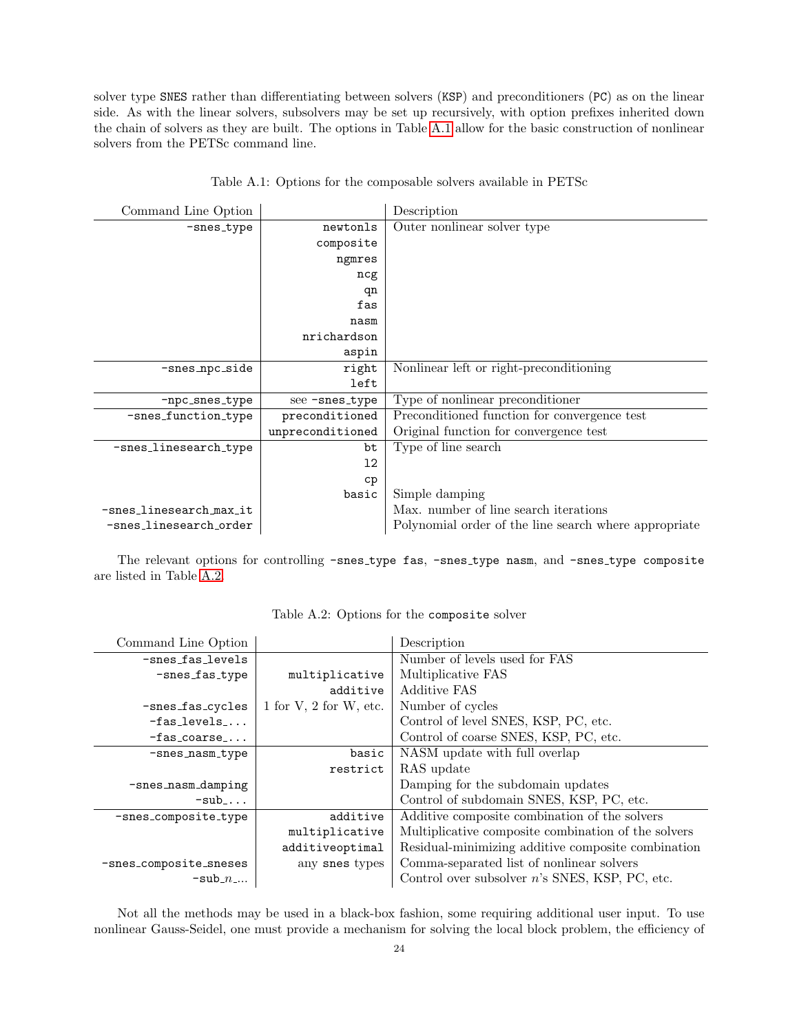solver type SNES rather than differentiating between solvers (KSP) and preconditioners (PC) as on the linear side. As with the linear solvers, subsolvers may be set up recursively, with option prefixes inherited down the chain of solvers as they are built. The options in Table A.1 allow for the basic construction of nonlinear solvers from the PETSc command line.

Table A.1: Options for the composable solvers available in PETSc

| Command Line Option | | Description |
|---:|---:|---|
| -snes_type | newtonls | Outer nonlinear solver type |
| | composite | |
| | ngmres | |
| | ncg | |
| | qn | |
| | fas | |
| | nasm | |
| | nrichardson | |
| | aspin | |
| -snes_npc_side | right | Nonlinear left or right-preconditioning |
| | left | |
| -npc_snes_type | see -snes_type | Type of nonlinear preconditioner |
| -snes_function_type | preconditioned | Preconditioned function for convergence test |
| | unpreconditioned | Original function for convergence test |
| -snes_linesearch_type | bt | Type of line search |
| | l2 | |
| | cp | |
| | basic | Simple damping |
| -snes_linesearch_max_it | | Max. number of line search iterations |
| -snes_linesearch_order | | Polynomial order of the line search where appropriate |

The relevant options for controlling -snes_type fas, -snes_type nasm, and -snes_type composite are listed in Table A.2.

Table A.2: Options for the composite solver

| Command Line Option | | Description |
|---:|---:|---|
| -snes_fas_levels | | Number of levels used for FAS |
| -snes_fas_type | multiplicative | Multiplicative FAS |
| | additive | Additive FAS |
| -snes_fas_cycles | 1 for V, 2 for W, etc. | Number of cycles |
| -fas_levels_... | | Control of level SNES, KSP, PC, etc. |
| -fas_coarse_... | | Control of coarse SNES, KSP, PC, etc. |
| -snes_nasm_type | basic | NASM update with full overlap |
| | restrict | RAS update |
| -snes_nasm_damping | | Damping for the subdomain updates |
| -sub_... | | Control of subdomain SNES, KSP, PC, etc. |
| -snes_composite_type | additive | Additive composite combination of the solvers |
| | multiplicative | Multiplicative composite combination of the solvers |
| | additiveoptimal | Residual-minimizing additive composite combination |
| -snes_composite_sneses | any snes types | Comma-separated list of nonlinear solvers |
| -sub_$n$_... | | Control over subsolver $n$'s SNES, KSP, PC, etc. |

Not all the methods may be used in a black-box fashion, some requiring additional user input. To use nonlinear Gauss-Seidel, one must provide a mechanism for solving the local block problem, the efficiency of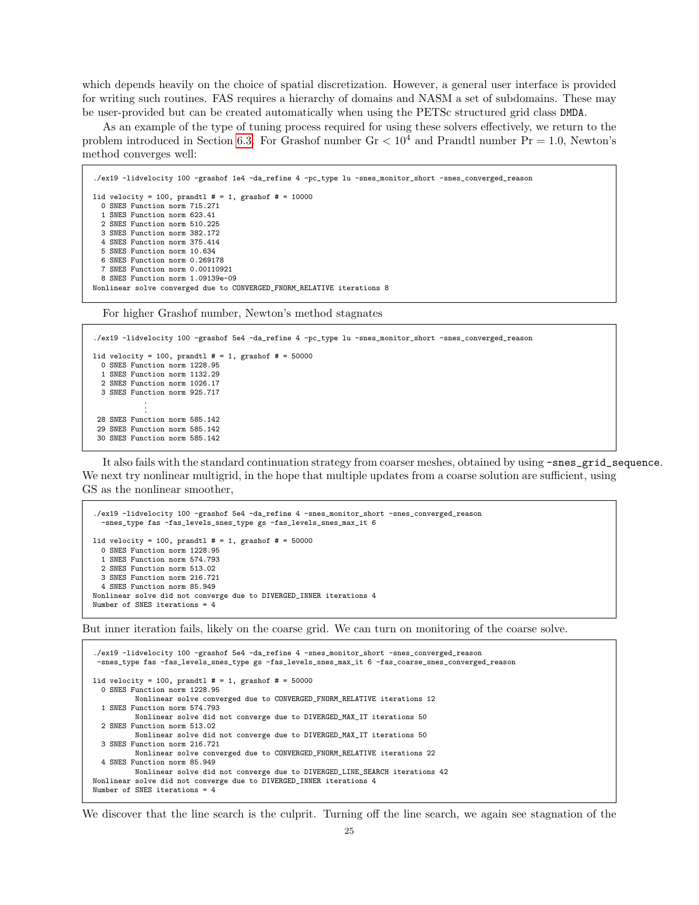which depends heavily on the choice of spatial discretization. However, a general user interface is provided for writing such routines. FAS requires a hierarchy of domains and NASM a set of subdomains. These may be user-provided but can be created automatically when using the PETSc structured grid class DMDA.

As an example of the type of tuning process required for using these solvers effectively, we return to the problem introduced in Section 6.3. For Grashof number $\mathrm{Gr} < 10^4$ and Prandtl number $\mathrm{Pr} = 1.0$, Newton's method converges well:

```
./ex19 -lidvelocity 100 -grashof 1e4 -da_refine 4 -pc_type lu -snes_monitor_short -snes_converged_reason

lid velocity = 100, prandtl # = 1, grashof # = 10000
  0 SNES Function norm 715.271
  1 SNES Function norm 623.41
  2 SNES Function norm 510.225
  3 SNES Function norm 382.172
  4 SNES Function norm 375.414
  5 SNES Function norm 10.634
  6 SNES Function norm 0.269178
  7 SNES Function norm 0.00110921
  8 SNES Function norm 1.09139e-09
Nonlinear solve converged due to CONVERGED_FNORM_RELATIVE iterations 8
```

For higher Grashof number, Newton's method stagnates

```
./ex19 -lidvelocity 100 -grashof 5e4 -da_refine 4 -pc_type lu -snes_monitor_short -snes_converged_reason

lid velocity = 100, prandtl # = 1, grashof # = 50000
  0 SNES Function norm 1228.95
  1 SNES Function norm 1132.29
  2 SNES Function norm 1026.17
  3 SNES Function norm 925.717
            .
            .
            .
 28 SNES Function norm 585.142
 29 SNES Function norm 585.142
 30 SNES Function norm 585.142
```

It also fails with the standard continuation strategy from coarser meshes, obtained by using -snes_grid_sequence. We next try nonlinear multigrid, in the hope that multiple updates from a coarse solution are sufficient, using GS as the nonlinear smoother,

```
./ex19 -lidvelocity 100 -grashof 5e4 -da_refine 4 -snes_monitor_short -snes_converged_reason
  -snes_type fas -fas_levels_snes_type gs -fas_levels_snes_max_it 6

lid velocity = 100, prandtl # = 1, grashof # = 50000
  0 SNES Function norm 1228.95
  1 SNES Function norm 574.793
  2 SNES Function norm 513.02
  3 SNES Function norm 216.721
  4 SNES Function norm 85.949
Nonlinear solve did not converge due to DIVERGED_INNER iterations 4
Number of SNES iterations = 4
```

But inner iteration fails, likely on the coarse grid. We can turn on monitoring of the coarse solve.

```
./ex19 -lidvelocity 100 -grashof 5e4 -da_refine 4 -snes_monitor_short -snes_converged_reason
 -snes_type fas -fas_levels_snes_type gs -fas_levels_snes_max_it 6 -fas_coarse_snes_converged_reason

lid velocity = 100, prandtl # = 1, grashof # = 50000
  0 SNES Function norm 1228.95
          Nonlinear solve converged due to CONVERGED_FNORM_RELATIVE iterations 12
  1 SNES Function norm 574.793
          Nonlinear solve did not converge due to DIVERGED_MAX_IT iterations 50
  2 SNES Function norm 513.02
          Nonlinear solve did not converge due to DIVERGED_MAX_IT iterations 50
  3 SNES Function norm 216.721
          Nonlinear solve converged due to CONVERGED_FNORM_RELATIVE iterations 22
  4 SNES Function norm 85.949
          Nonlinear solve did not converge due to DIVERGED_LINE_SEARCH iterations 42
Nonlinear solve did not converge due to DIVERGED_INNER iterations 4
Number of SNES iterations = 4
```

We discover that the line search is the culprit. Turning off the line search, we again see stagnation of the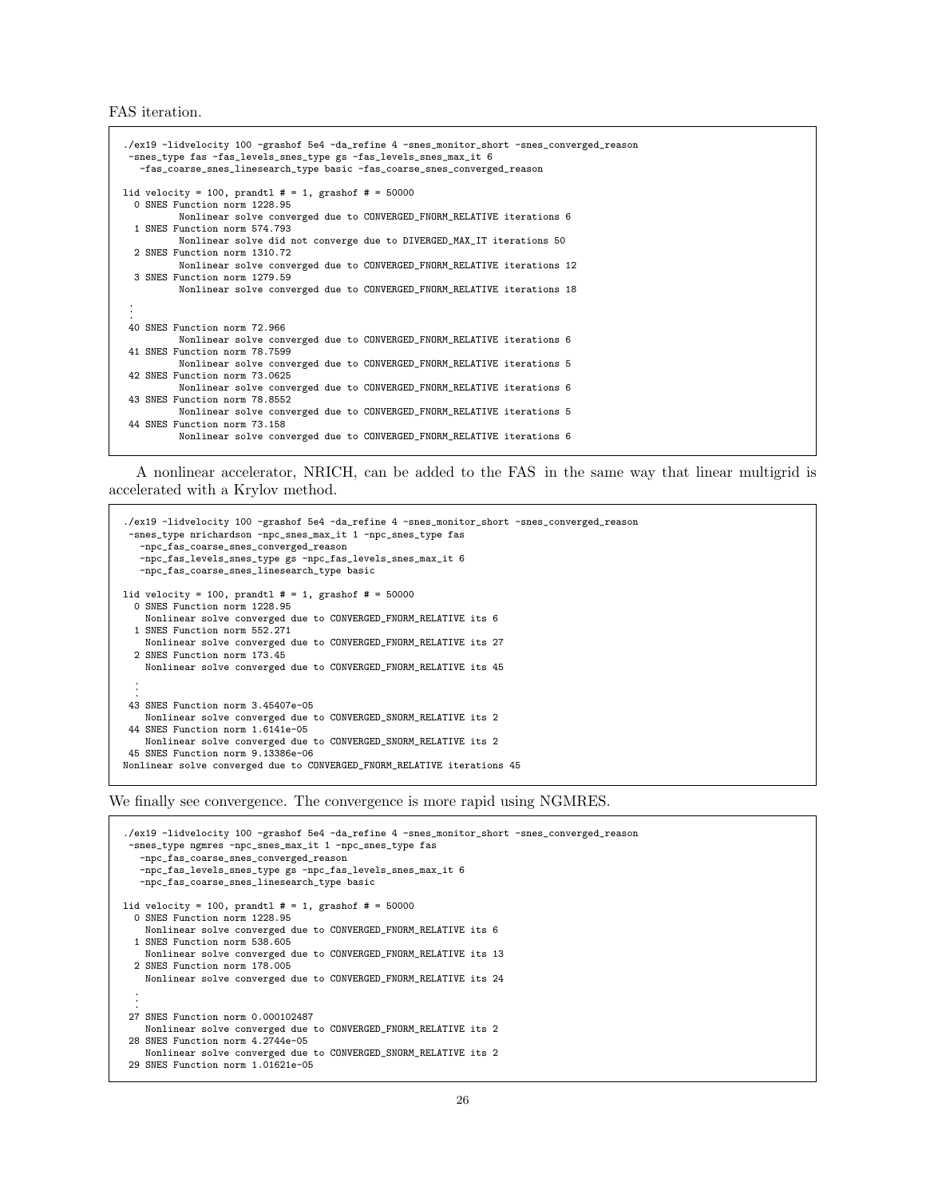FAS iteration.

```
./ex19 -lidvelocity 100 -grashof 5e4 -da_refine 4 -snes_monitor_short -snes_converged_reason
 -snes_type fas -fas_levels_snes_type gs -fas_levels_snes_max_it 6
   -fas_coarse_snes_linesearch_type basic -fas_coarse_snes_converged_reason

lid velocity = 100, prandtl # = 1, grashof # = 50000
  0 SNES Function norm 1228.95
          Nonlinear solve converged due to CONVERGED_FNORM_RELATIVE iterations 6
  1 SNES Function norm 574.793
          Nonlinear solve did not converge due to DIVERGED_MAX_IT iterations 50
  2 SNES Function norm 1310.72
          Nonlinear solve converged due to CONVERGED_FNORM_RELATIVE iterations 12
  3 SNES Function norm 1279.59
          Nonlinear solve converged due to CONVERGED_FNORM_RELATIVE iterations 18
 .
 .
 .
 40 SNES Function norm 72.966
          Nonlinear solve converged due to CONVERGED_FNORM_RELATIVE iterations 6
 41 SNES Function norm 78.7599
          Nonlinear solve converged due to CONVERGED_FNORM_RELATIVE iterations 5
 42 SNES Function norm 73.0625
          Nonlinear solve converged due to CONVERGED_FNORM_RELATIVE iterations 6
 43 SNES Function norm 78.8552
          Nonlinear solve converged due to CONVERGED_FNORM_RELATIVE iterations 5
 44 SNES Function norm 73.158
          Nonlinear solve converged due to CONVERGED_FNORM_RELATIVE iterations 6
```

A nonlinear accelerator, NRICH, can be added to the FAS in the same way that linear multigrid is accelerated with a Krylov method.

```
./ex19 -lidvelocity 100 -grashof 5e4 -da_refine 4 -snes_monitor_short -snes_converged_reason
 -snes_type nrichardson -npc_snes_max_it 1 -npc_snes_type fas
   -npc_fas_coarse_snes_converged_reason
   -npc_fas_levels_snes_type gs -npc_fas_levels_snes_max_it 6
   -npc_fas_coarse_snes_linesearch_type basic

lid velocity = 100, prandtl # = 1, grashof # = 50000
  0 SNES Function norm 1228.95
    Nonlinear solve converged due to CONVERGED_FNORM_RELATIVE its 6
  1 SNES Function norm 552.271
    Nonlinear solve converged due to CONVERGED_FNORM_RELATIVE its 27
  2 SNES Function norm 173.45
    Nonlinear solve converged due to CONVERGED_FNORM_RELATIVE its 45
  .
  .
  .
 43 SNES Function norm 3.45407e-05
    Nonlinear solve converged due to CONVERGED_SNORM_RELATIVE its 2
 44 SNES Function norm 1.6141e-05
    Nonlinear solve converged due to CONVERGED_SNORM_RELATIVE its 2
 45 SNES Function norm 9.13386e-06
Nonlinear solve converged due to CONVERGED_FNORM_RELATIVE iterations 45
```

We finally see convergence. The convergence is more rapid using NGMRES.

```
./ex19 -lidvelocity 100 -grashof 5e4 -da_refine 4 -snes_monitor_short -snes_converged_reason
 -snes_type ngmres -npc_snes_max_it 1 -npc_snes_type fas
   -npc_fas_coarse_snes_converged_reason
   -npc_fas_levels_snes_type gs -npc_fas_levels_snes_max_it 6
   -npc_fas_coarse_snes_linesearch_type basic

lid velocity = 100, prandtl # = 1, grashof # = 50000
  0 SNES Function norm 1228.95
    Nonlinear solve converged due to CONVERGED_FNORM_RELATIVE its 6
  1 SNES Function norm 538.605
    Nonlinear solve converged due to CONVERGED_FNORM_RELATIVE its 13
  2 SNES Function norm 178.005
    Nonlinear solve converged due to CONVERGED_FNORM_RELATIVE its 24
  .
  .
  .
 27 SNES Function norm 0.000102487
    Nonlinear solve converged due to CONVERGED_FNORM_RELATIVE its 2
 28 SNES Function norm 4.2744e-05
    Nonlinear solve converged due to CONVERGED_SNORM_RELATIVE its 2
 29 SNES Function norm 1.01621e-05
```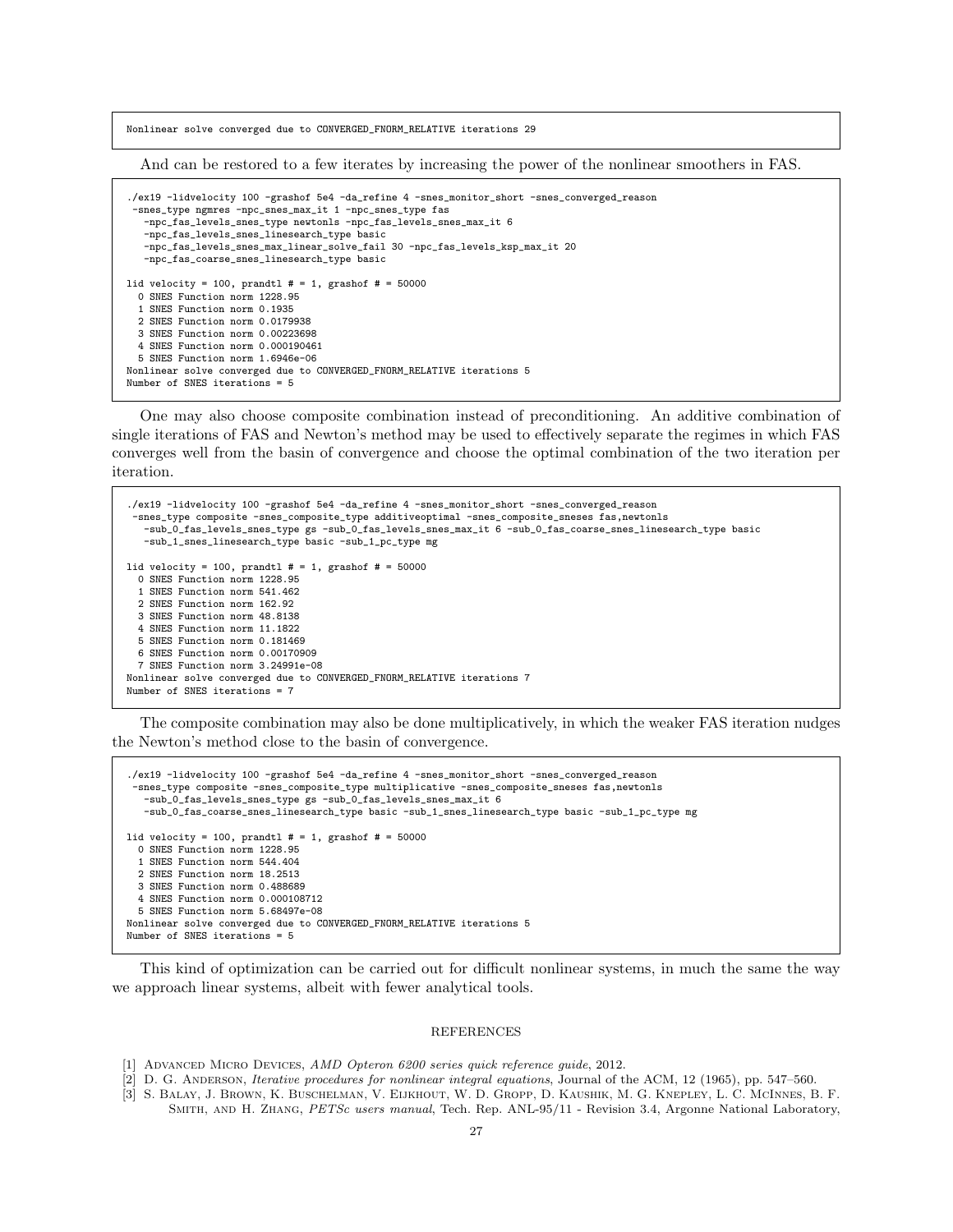```
Nonlinear solve converged due to CONVERGED_FNORM_RELATIVE iterations 29
```

And can be restored to a few iterates by increasing the power of the nonlinear smoothers in FAS.

```
./ex19 -lidvelocity 100 -grashof 5e4 -da_refine 4 -snes_monitor_short -snes_converged_reason
 -snes_type ngmres -npc_snes_max_it 1 -npc_snes_type fas
   -npc_fas_levels_snes_type newtonls -npc_fas_levels_snes_max_it 6
   -npc_fas_levels_snes_linesearch_type basic
   -npc_fas_levels_snes_max_linear_solve_fail 30 -npc_fas_levels_ksp_max_it 20
   -npc_fas_coarse_snes_linesearch_type basic

lid velocity = 100, prandtl # = 1, grashof # = 50000
  0 SNES Function norm 1228.95
  1 SNES Function norm 0.1935
  2 SNES Function norm 0.0179938
  3 SNES Function norm 0.00223698
  4 SNES Function norm 0.000190461
  5 SNES Function norm 1.6946e-06
Nonlinear solve converged due to CONVERGED_FNORM_RELATIVE iterations 5
Number of SNES iterations = 5
```

One may also choose composite combination instead of preconditioning. An additive combination of single iterations of FAS and Newton's method may be used to effectively separate the regimes in which FAS converges well from the basin of convergence and choose the optimal combination of the two iteration per iteration.

```
./ex19 -lidvelocity 100 -grashof 5e4 -da_refine 4 -snes_monitor_short -snes_converged_reason
 -snes_type composite -snes_composite_type additiveoptimal -snes_composite_sneses fas,newtonls
   -sub_0_fas_levels_snes_type gs -sub_0_fas_levels_snes_max_it 6 -sub_0_fas_coarse_snes_linesearch_type basic
   -sub_1_snes_linesearch_type basic -sub_1_pc_type mg

lid velocity = 100, prandtl # = 1, grashof # = 50000
  0 SNES Function norm 1228.95
  1 SNES Function norm 541.462
  2 SNES Function norm 162.92
  3 SNES Function norm 48.8138
  4 SNES Function norm 11.1822
  5 SNES Function norm 0.181469
  6 SNES Function norm 0.00170909
  7 SNES Function norm 3.24991e-08
Nonlinear solve converged due to CONVERGED_FNORM_RELATIVE iterations 7
Number of SNES iterations = 7
```

The composite combination may also be done multiplicatively, in which the weaker FAS iteration nudges the Newton's method close to the basin of convergence.

```
./ex19 -lidvelocity 100 -grashof 5e4 -da_refine 4 -snes_monitor_short -snes_converged_reason
 -snes_type composite -snes_composite_type multiplicative -snes_composite_sneses fas,newtonls
   -sub_0_fas_levels_snes_type gs -sub_0_fas_levels_snes_max_it 6
   -sub_0_fas_coarse_snes_linesearch_type basic -sub_1_snes_linesearch_type basic -sub_1_pc_type mg

lid velocity = 100, prandtl # = 1, grashof # = 50000
  0 SNES Function norm 1228.95
  1 SNES Function norm 544.404
  2 SNES Function norm 18.2513
  3 SNES Function norm 0.488689
  4 SNES Function norm 0.000108712
  5 SNES Function norm 5.68497e-08
Nonlinear solve converged due to CONVERGED_FNORM_RELATIVE iterations 5
Number of SNES iterations = 5
```

This kind of optimization can be carried out for difficult nonlinear systems, in much the same the way we approach linear systems, albeit with fewer analytical tools.

## REFERENCES

[1] Advanced Micro Devices, *AMD Opteron 6200 series quick reference guide*, 2012.

[2] D. G. Anderson, *Iterative procedures for nonlinear integral equations*, Journal of the ACM, 12 (1965), pp. 547–560.

[3] S. Balay, J. Brown, K. Buschelman, V. Eijkhout, W. D. Gropp, D. Kaushik, M. G. Knepley, L. C. McInnes, B. F. Smith, and H. Zhang, *PETSc users manual*, Tech. Rep. ANL-95/11 - Revision 3.4, Argonne National Laboratory,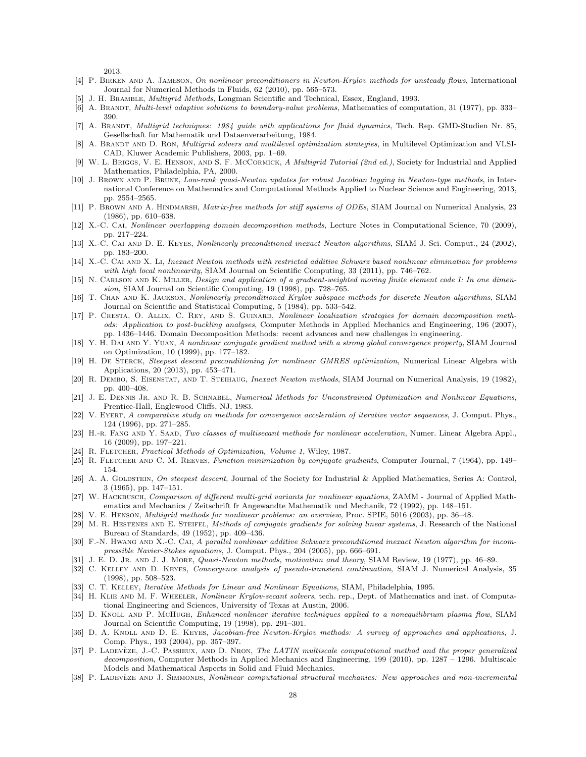2013.

[4] P. Birken and A. Jameson, *On nonlinear preconditioners in Newton-Krylov methods for unsteady flows*, International Journal for Numerical Methods in Fluids, 62 (2010), pp. 565–573.

[5] J. H. Bramble, *Multigrid Methods*, Longman Scientific and Technical, Essex, England, 1993.

[6] A. Brandt, *Multi-level adaptive solutions to boundary-value problems*, Mathematics of computation, 31 (1977), pp. 333–390.

[7] A. Brandt, *Multigrid techniques: 1984 guide with applications for fluid dynamics*, Tech. Rep. GMD-Studien Nr. 85, Gesellschaft fur Mathematik und Dataenverarbeitung, 1984.

[8] A. Brandt and D. Ron, *Multigrid solvers and multilevel optimization strategies*, in Multilevel Optimization and VLSI-CAD, Kluwer Academic Publishers, 2003, pp. 1–69.

[9] W. L. Briggs, V. E. Henson, and S. F. McCormick, *A Multigrid Tutorial (2nd ed.)*, Society for Industrial and Applied Mathematics, Philadelphia, PA, 2000.

[10] J. Brown and P. Brune, *Low-rank quasi-Newton updates for robust Jacobian lagging in Newton-type methods*, in International Conference on Mathematics and Computational Methods Applied to Nuclear Science and Engineering, 2013, pp. 2554–2565.

[11] P. Brown and A. Hindmarsh, *Matrix-free methods for stiff systems of ODEs*, SIAM Journal on Numerical Analysis, 23 (1986), pp. 610–638.

[12] X.-C. Cai, *Nonlinear overlapping domain decomposition methods*, Lecture Notes in Computational Science, 70 (2009), pp. 217–224.

[13] X.-C. Cai and D. E. Keyes, *Nonlinearly preconditioned inexact Newton algorithms*, SIAM J. Sci. Comput., 24 (2002), pp. 183–200.

[14] X.-C. Cai and X. Li, *Inexact Newton methods with restricted additive Schwarz based nonlinear elimination for problems with high local nonlinearity*, SIAM Journal on Scientific Computing, 33 (2011), pp. 746–762.

[15] N. Carlson and K. Miller, *Design and application of a gradient-weighted moving finite element code I: In one dimension*, SIAM Journal on Scientific Computing, 19 (1998), pp. 728–765.

[16] T. Chan and K. Jackson, *Nonlinearly preconditioned Krylov subspace methods for discrete Newton algorithms*, SIAM Journal on Scientific and Statistical Computing, 5 (1984), pp. 533–542.

[17] P. Cresta, O. Allix, C. Rey, and S. Guinard, *Nonlinear localization strategies for domain decomposition methods: Application to post-buckling analyses*, Computer Methods in Applied Mechanics and Engineering, 196 (2007), pp. 1436–1446. Domain Decomposition Methods: recent advances and new challenges in engineering.

[18] Y. H. Dai and Y. Yuan, *A nonlinear conjugate gradient method with a strong global convergence property*, SIAM Journal on Optimization, 10 (1999), pp. 177–182.

[19] H. De Sterck, *Steepest descent preconditioning for nonlinear GMRES optimization*, Numerical Linear Algebra with Applications, 20 (2013), pp. 453–471.

[20] R. Dembo, S. Eisenstat, and T. Steihaug, *Inexact Newton methods*, SIAM Journal on Numerical Analysis, 19 (1982), pp. 400–408.

[21] J. E. Dennis Jr. and R. B. Schnabel, *Numerical Methods for Unconstrained Optimization and Nonlinear Equations*, Prentice-Hall, Englewood Cliffs, NJ, 1983.

[22] V. Eyert, *A comparative study on methods for convergence acceleration of iterative vector sequences*, J. Comput. Phys., 124 (1996), pp. 271–285.

[23] H.-r. Fang and Y. Saad, *Two classes of multisecant methods for nonlinear acceleration*, Numer. Linear Algebra Appl., 16 (2009), pp. 197–221.

[24] R. Fletcher, *Practical Methods of Optimization, Volume 1*, Wiley, 1987.

[25] R. Fletcher and C. M. Reeves, *Function minimization by conjugate gradients*, Computer Journal, 7 (1964), pp. 149–154.

[26] A. A. Goldstein, *On steepest descent*, Journal of the Society for Industrial & Applied Mathematics, Series A: Control, 3 (1965), pp. 147–151.

[27] W. Hackbusch, *Comparison of different multi-grid variants for nonlinear equations*, ZAMM - Journal of Applied Mathematics and Mechanics / Zeitschrift fr Angewandte Mathematik und Mechanik, 72 (1992), pp. 148–151.

[28] V. E. Henson, *Multigrid methods for nonlinear problems: an overview*, Proc. SPIE, 5016 (2003), pp. 36–48.

[29] M. R. Hestenes and E. Steifel, *Methods of conjugate gradients for solving linear systems*, J. Research of the National Bureau of Standards, 49 (1952), pp. 409–436.

[30] F.-N. Hwang and X.-C. Cai, *A parallel nonlinear additive Schwarz preconditioned inexact Newton algorithm for incompressible Navier-Stokes equations*, J. Comput. Phys., 204 (2005), pp. 666–691.

[31] J. E. D. Jr. and J. J. More, *Quasi-Newton methods, motivation and theory*, SIAM Review, 19 (1977), pp. 46–89.

[32] C. Kelley and D. Keyes, *Convergence analysis of pseudo-transient continuation*, SIAM J. Numerical Analysis, 35 (1998), pp. 508–523.

[33] C. T. Kelley, *Iterative Methods for Linear and Nonlinear Equations*, SIAM, Philadelphia, 1995.

[34] H. Klie and M. F. Wheeler, *Nonlinear Krylov-secant solvers*, tech. rep., Dept. of Mathematics and inst. of Computational Engineering and Sciences, University of Texas at Austin, 2006.

[35] D. Knoll and P. McHugh, *Enhanced nonlinear iterative techniques applied to a nonequilibrium plasma flow*, SIAM Journal on Scientific Computing, 19 (1998), pp. 291–301.

[36] D. A. Knoll and D. E. Keyes, *Jacobian-free Newton-Krylov methods: A survey of approaches and applications*, J. Comp. Phys., 193 (2004), pp. 357–397.

[37] P. Ladevèze, J.-C. Passieux, and D. Nron, *The LATIN multiscale computational method and the proper generalized decomposition*, Computer Methods in Applied Mechanics and Engineering, 199 (2010), pp. 1287 – 1296. Multiscale Models and Mathematical Aspects in Solid and Fluid Mechanics.

[38] P. Ladevèze and J. Simmonds, *Nonlinear computational structural mechanics: New approaches and non-incremental*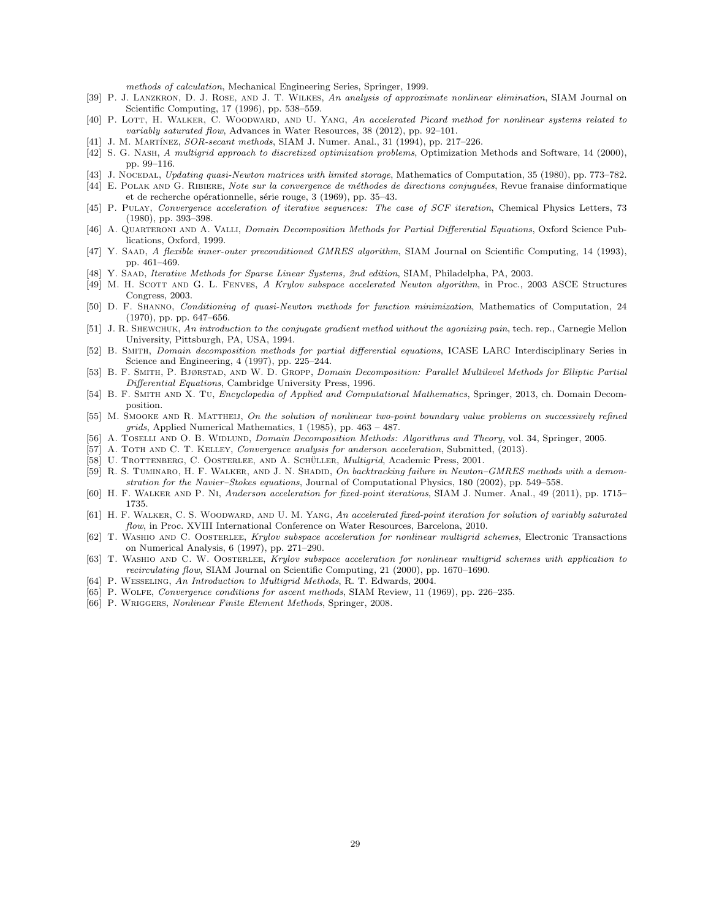*methods of calculation*, Mechanical Engineering Series, Springer, 1999.

[39] P. J. Lanzkron, D. J. Rose, and J. T. Wilkes, *An analysis of approximate nonlinear elimination*, SIAM Journal on Scientific Computing, 17 (1996), pp. 538–559.

[40] P. Lott, H. Walker, C. Woodward, and U. Yang, *An accelerated Picard method for nonlinear systems related to variably saturated flow*, Advances in Water Resources, 38 (2012), pp. 92–101.

[41] J. M. Martínez, *SOR-secant methods*, SIAM J. Numer. Anal., 31 (1994), pp. 217–226.

[42] S. G. Nash, *A multigrid approach to discretized optimization problems*, Optimization Methods and Software, 14 (2000), pp. 99–116.

[43] J. Nocedal, *Updating quasi-Newton matrices with limited storage*, Mathematics of Computation, 35 (1980), pp. 773–782.

[44] E. Polak and G. Ribiere, *Note sur la convergence de méthodes de directions conjuguées*, Revue franaise dinformatique et de recherche opérationnelle, série rouge, 3 (1969), pp. 35–43.

[45] P. Pulay, *Convergence acceleration of iterative sequences: The case of SCF iteration*, Chemical Physics Letters, 73 (1980), pp. 393–398.

[46] A. Quarteroni and A. Valli, *Domain Decomposition Methods for Partial Differential Equations*, Oxford Science Publications, Oxford, 1999.

[47] Y. Saad, *A flexible inner-outer preconditioned GMRES algorithm*, SIAM Journal on Scientific Computing, 14 (1993), pp. 461–469.

[48] Y. Saad, *Iterative Methods for Sparse Linear Systems, 2nd edition*, SIAM, Philadelpha, PA, 2003.

[49] M. H. Scott and G. L. Fenves, *A Krylov subspace accelerated Newton algorithm*, in Proc., 2003 ASCE Structures Congress, 2003.

[50] D. F. Shanno, *Conditioning of quasi-Newton methods for function minimization*, Mathematics of Computation, 24 (1970), pp. pp. 647–656.

[51] J. R. Shewchuk, *An introduction to the conjugate gradient method without the agonizing pain*, tech. rep., Carnegie Mellon University, Pittsburgh, PA, USA, 1994.

[52] B. Smith, *Domain decomposition methods for partial differential equations*, ICASE LARC Interdisciplinary Series in Science and Engineering, 4 (1997), pp. 225–244.

[53] B. F. Smith, P. Bjørstad, and W. D. Gropp, *Domain Decomposition: Parallel Multilevel Methods for Elliptic Partial Differential Equations*, Cambridge University Press, 1996.

[54] B. F. Smith and X. Tu, *Encyclopedia of Applied and Computational Mathematics*, Springer, 2013, ch. Domain Decomposition.

[55] M. Smooke and R. Mattheij, *On the solution of nonlinear two-point boundary value problems on successively refined grids*, Applied Numerical Mathematics, 1 (1985), pp. 463 – 487.

[56] A. Toselli and O. B. Widlund, *Domain Decomposition Methods: Algorithms and Theory*, vol. 34, Springer, 2005.

[57] A. Toth and C. T. Kelley, *Convergence analysis for anderson acceleration*, Submitted, (2013).

[58] U. Trottenberg, C. Oosterlee, and A. Schüller, *Multigrid*, Academic Press, 2001.

[59] R. S. Tuminaro, H. F. Walker, and J. N. Shadid, *On backtracking failure in Newton–GMRES methods with a demonstration for the Navier–Stokes equations*, Journal of Computational Physics, 180 (2002), pp. 549–558.

[60] H. F. Walker and P. Ni, *Anderson acceleration for fixed-point iterations*, SIAM J. Numer. Anal., 49 (2011), pp. 1715–1735.

[61] H. F. Walker, C. S. Woodward, and U. M. Yang, *An accelerated fixed-point iteration for solution of variably saturated flow*, in Proc. XVIII International Conference on Water Resources, Barcelona, 2010.

[62] T. Washio and C. Oosterlee, *Krylov subspace acceleration for nonlinear multigrid schemes*, Electronic Transactions on Numerical Analysis, 6 (1997), pp. 271–290.

[63] T. Washio and C. W. Oosterlee, *Krylov subspace acceleration for nonlinear multigrid schemes with application to recirculating flow*, SIAM Journal on Scientific Computing, 21 (2000), pp. 1670–1690.

[64] P. Wesseling, *An Introduction to Multigrid Methods*, R. T. Edwards, 2004.

[65] P. Wolfe, *Convergence conditions for ascent methods*, SIAM Review, 11 (1969), pp. 226–235.

[66] P. Wriggers, *Nonlinear Finite Element Methods*, Springer, 2008.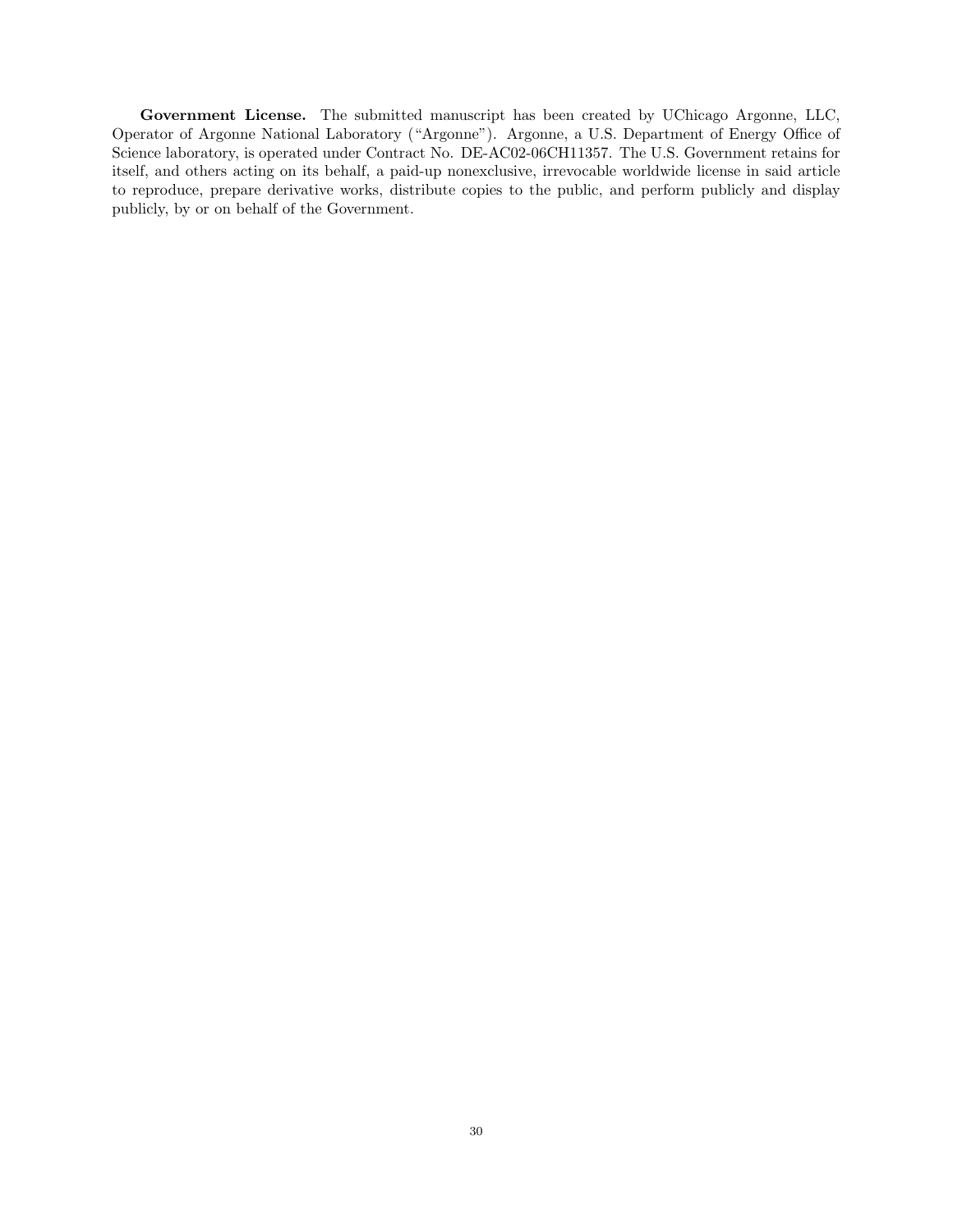**Government License.** The submitted manuscript has been created by UChicago Argonne, LLC, Operator of Argonne National Laboratory ("Argonne"). Argonne, a U.S. Department of Energy Office of Science laboratory, is operated under Contract No. DE-AC02-06CH11357. The U.S. Government retains for itself, and others acting on its behalf, a paid-up nonexclusive, irrevocable worldwide license in said article to reproduce, prepare derivative works, distribute copies to the public, and perform publicly and display publicly, by or on behalf of the Government.